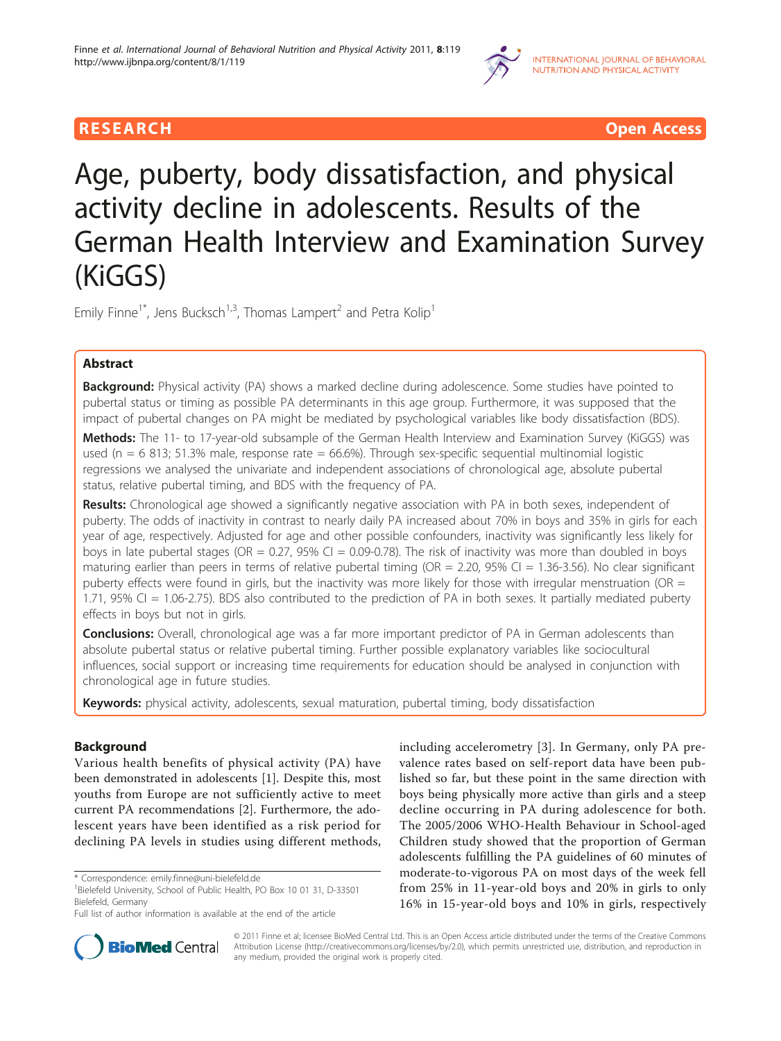RESEARCH Open Access

# Age, puberty, body dissatisfaction, and physical activity decline in adolescents. Results of the German Health Interview and Examination Survey (KiGGS)

Emily Finne[1*], Jens Bucksch[1,3], Thomas Lampert[2] and Petra Kolip[1]

## Abstract

**Background:** Physical activity (PA) shows a marked decline during adolescence. Some studies have pointed to pubertal status or timing as possible PA determinants in this age group. Furthermore, it was supposed that the impact of pubertal changes on PA might be mediated by psychological variables like body dissatisfaction (BDS).

**Methods:** The 11- to 17-year-old subsample of the German Health Interview and Examination Survey (KiGGS) was used (n = 6 813; 51.3% male, response rate = 66.6%). Through sex-specific sequential multinomial logistic regressions we analysed the univariate and independent associations of chronological age, absolute pubertal status, relative pubertal timing, and BDS with the frequency of PA.

**Results:** Chronological age showed a significantly negative association with PA in both sexes, independent of puberty. The odds of inactivity in contrast to nearly daily PA increased about 70% in boys and 35% in girls for each year of age, respectively. Adjusted for age and other possible confounders, inactivity was significantly less likely for boys in late pubertal stages (OR = 0.27, 95% CI = 0.09-0.78). The risk of inactivity was more than doubled in boys maturing earlier than peers in terms of relative pubertal timing (OR = 2.20, 95% CI = 1.36-3.56). No clear significant puberty effects were found in girls, but the inactivity was more likely for those with irregular menstruation (OR = 1.71, 95% CI = 1.06-2.75). BDS also contributed to the prediction of PA in both sexes. It partially mediated puberty effects in boys but not in girls.

**Conclusions:** Overall, chronological age was a far more important predictor of PA in German adolescents than absolute pubertal status or relative pubertal timing. Further possible explanatory variables like sociocultural influences, social support or increasing time requirements for education should be analysed in conjunction with chronological age in future studies.

**Keywords:** physical activity, adolescents, sexual maturation, pubertal timing, body dissatisfaction

## Background

Various health benefits of physical activity (PA) have been demonstrated in adolescents [1]. Despite this, most youths from Europe are not sufficiently active to meet current PA recommendations [2]. Furthermore, the adolescent years have been identified as a risk period for declining PA levels in studies using different methods, including accelerometry [3]. In Germany, only PA prevalence rates based on self-report data have been published so far, but these point in the same direction with boys being physically more active than girls and a steep decline occurring in PA during adolescence for both. The 2005/2006 WHO-Health Behaviour in School-aged Children study showed that the proportion of German adolescents fulfilling the PA guidelines of 60 minutes of moderate-to-vigorous PA on most days of the week fell from 25% in 11-year-old boys and 20% in girls to only 16% in 15-year-old boys and 10% in girls, respectively

\* Correspondence: emily.finne@uni-bielefeld.de
[1]Bielefeld University, School of Public Health, PO Box 10 01 31, D-33501 Bielefeld, Germany
Full list of author information is available at the end of the article

© 2011 Finne et al; licensee BioMed Central Ltd. This is an Open Access article distributed under the terms of the Creative Commons Attribution License (http://creativecommons.org/licenses/by/2.0), which permits unrestricted use, distribution, and reproduction in any medium, provided the original work is properly cited.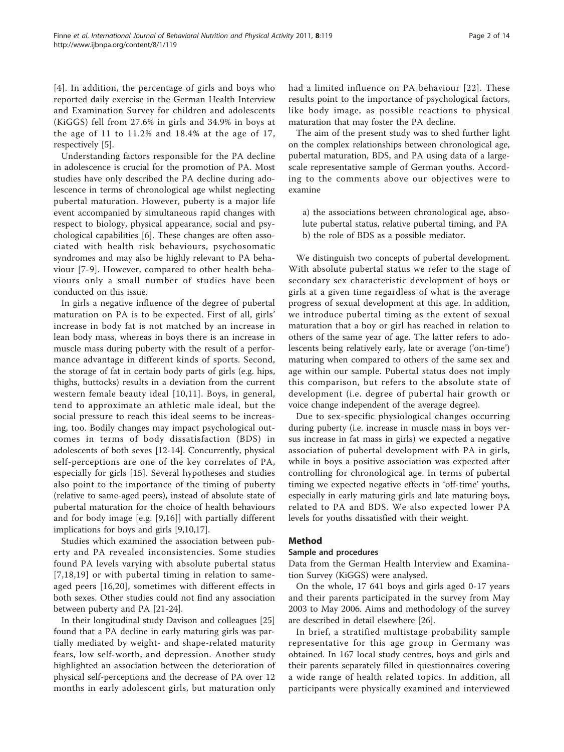[4]. In addition, the percentage of girls and boys who reported daily exercise in the German Health Interview and Examination Survey for children and adolescents (KiGGS) fell from 27.6% in girls and 34.9% in boys at the age of 11 to 11.2% and 18.4% at the age of 17, respectively [5].

Understanding factors responsible for the PA decline in adolescence is crucial for the promotion of PA. Most studies have only described the PA decline during adolescence in terms of chronological age whilst neglecting pubertal maturation. However, puberty is a major life event accompanied by simultaneous rapid changes with respect to biology, physical appearance, social and psychological capabilities [6]. These changes are often associated with health risk behaviours, psychosomatic syndromes and may also be highly relevant to PA behaviour [7-9]. However, compared to other health behaviours only a small number of studies have been conducted on this issue.

In girls a negative influence of the degree of pubertal maturation on PA is to be expected. First of all, girls' increase in body fat is not matched by an increase in lean body mass, whereas in boys there is an increase in muscle mass during puberty with the result of a performance advantage in different kinds of sports. Second, the storage of fat in certain body parts of girls (e.g. hips, thighs, buttocks) results in a deviation from the current western female beauty ideal [10,11]. Boys, in general, tend to approximate an athletic male ideal, but the social pressure to reach this ideal seems to be increasing, too. Bodily changes may impact psychological outcomes in terms of body dissatisfaction (BDS) in adolescents of both sexes [12-14]. Concurrently, physical self-perceptions are one of the key correlates of PA, especially for girls [15]. Several hypotheses and studies also point to the importance of the timing of puberty (relative to same-aged peers), instead of absolute state of pubertal maturation for the choice of health behaviours and for body image [e.g. [9,16]] with partially different implications for boys and girls [9,10,17].

Studies which examined the association between puberty and PA revealed inconsistencies. Some studies found PA levels varying with absolute pubertal status [7,18,19] or with pubertal timing in relation to same-aged peers [16,20], sometimes with different effects in both sexes. Other studies could not find any association between puberty and PA [21-24].

In their longitudinal study Davison and colleagues [25] found that a PA decline in early maturing girls was partially mediated by weight- and shape-related maturity fears, low self-worth, and depression. Another study highlighted an association between the deterioration of physical self-perceptions and the decrease of PA over 12 months in early adolescent girls, but maturation only had a limited influence on PA behaviour [22]. These results point to the importance of psychological factors, like body image, as possible reactions to physical maturation that may foster the PA decline.

The aim of the present study was to shed further light on the complex relationships between chronological age, pubertal maturation, BDS, and PA using data of a large-scale representative sample of German youths. According to the comments above our objectives were to examine

a) the associations between chronological age, absolute pubertal status, relative pubertal timing, and PA
b) the role of BDS as a possible mediator.

We distinguish two concepts of pubertal development. With absolute pubertal status we refer to the stage of secondary sex characteristic development of boys or girls at a given time regardless of what is the average progress of sexual development at this age. In addition, we introduce pubertal timing as the extent of sexual maturation that a boy or girl has reached in relation to others of the same year of age. The latter refers to adolescents being relatively early, late or average ('on-time') maturing when compared to others of the same sex and age within our sample. Pubertal status does not imply this comparison, but refers to the absolute state of development (i.e. degree of pubertal hair growth or voice change independent of the average degree).

Due to sex-specific physiological changes occurring during puberty (i.e. increase in muscle mass in boys versus increase in fat mass in girls) we expected a negative association of pubertal development with PA in girls, while in boys a positive association was expected after controlling for chronological age. In terms of pubertal timing we expected negative effects in 'off-time' youths, especially in early maturing girls and late maturing boys, related to PA and BDS. We also expected lower PA levels for youths dissatisfied with their weight.

## Method

### Sample and procedures

Data from the German Health Interview and Examination Survey (KiGGS) were analysed.

On the whole, 17 641 boys and girls aged 0-17 years and their parents participated in the survey from May 2003 to May 2006. Aims and methodology of the survey are described in detail elsewhere [26].

In brief, a stratified multistage probability sample representative for this age group in Germany was obtained. In 167 local study centres, boys and girls and their parents separately filled in questionnaires covering a wide range of health related topics. In addition, all participants were physically examined and interviewed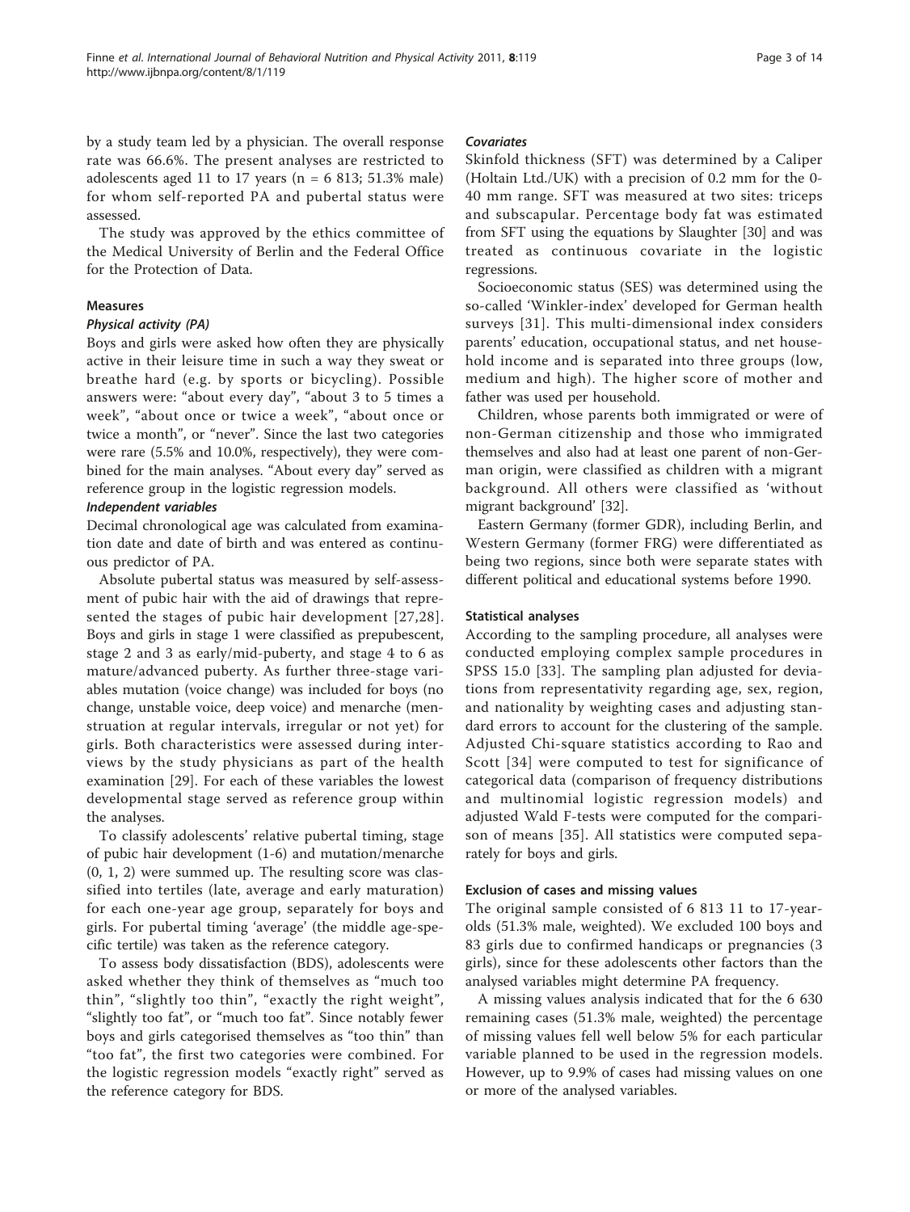by a study team led by a physician. The overall response rate was 66.6%. The present analyses are restricted to adolescents aged 11 to 17 years (n = 6 813; 51.3% male) for whom self-reported PA and pubertal status were assessed.

The study was approved by the ethics committee of the Medical University of Berlin and the Federal Office for the Protection of Data.

## Measures

### *Physical activity (PA)*

Boys and girls were asked how often they are physically active in their leisure time in such a way they sweat or breathe hard (e.g. by sports or bicycling). Possible answers were: "about every day", "about 3 to 5 times a week", "about once or twice a week", "about once or twice a month", or "never". Since the last two categories were rare (5.5% and 10.0%, respectively), they were combined for the main analyses. "About every day" served as reference group in the logistic regression models.

### *Independent variables*

Decimal chronological age was calculated from examination date and date of birth and was entered as continuous predictor of PA.

Absolute pubertal status was measured by self-assessment of pubic hair with the aid of drawings that represented the stages of pubic hair development [27,28]. Boys and girls in stage 1 were classified as prepubescent, stage 2 and 3 as early/mid-puberty, and stage 4 to 6 as mature/advanced puberty. As further three-stage variables mutation (voice change) was included for boys (no change, unstable voice, deep voice) and menarche (menstruation at regular intervals, irregular or not yet) for girls. Both characteristics were assessed during interviews by the study physicians as part of the health examination [29]. For each of these variables the lowest developmental stage served as reference group within the analyses.

To classify adolescents' relative pubertal timing, stage of pubic hair development (1-6) and mutation/menarche (0, 1, 2) were summed up. The resulting score was classified into tertiles (late, average and early maturation) for each one-year age group, separately for boys and girls. For pubertal timing 'average' (the middle age-specific tertile) was taken as the reference category.

To assess body dissatisfaction (BDS), adolescents were asked whether they think of themselves as "much too thin", "slightly too thin", "exactly the right weight", "slightly too fat", or "much too fat". Since notably fewer boys and girls categorised themselves as "too thin" than "too fat", the first two categories were combined. For the logistic regression models "exactly right" served as the reference category for BDS.

### *Covariates*

Skinfold thickness (SFT) was determined by a Caliper (Holtain Ltd./UK) with a precision of 0.2 mm for the 0-40 mm range. SFT was measured at two sites: triceps and subscapular. Percentage body fat was estimated from SFT using the equations by Slaughter [30] and was treated as continuous covariate in the logistic regressions.

Socioeconomic status (SES) was determined using the so-called 'Winkler-index' developed for German health surveys [31]. This multi-dimensional index considers parents' education, occupational status, and net household income and is separated into three groups (low, medium and high). The higher score of mother and father was used per household.

Children, whose parents both immigrated or were of non-German citizenship and those who immigrated themselves and also had at least one parent of non-German origin, were classified as children with a migrant background. All others were classified as 'without migrant background' [32].

Eastern Germany (former GDR), including Berlin, and Western Germany (former FRG) were differentiated as being two regions, since both were separate states with different political and educational systems before 1990.

## Statistical analyses

According to the sampling procedure, all analyses were conducted employing complex sample procedures in SPSS 15.0 [33]. The sampling plan adjusted for deviations from representativity regarding age, sex, region, and nationality by weighting cases and adjusting standard errors to account for the clustering of the sample. Adjusted Chi-square statistics according to Rao and Scott [34] were computed to test for significance of categorical data (comparison of frequency distributions and multinomial logistic regression models) and adjusted Wald F-tests were computed for the comparison of means [35]. All statistics were computed separately for boys and girls.

## Exclusion of cases and missing values

The original sample consisted of 6 813 11 to 17-year-olds (51.3% male, weighted). We excluded 100 boys and 83 girls due to confirmed handicaps or pregnancies (3 girls), since for these adolescents other factors than the analysed variables might determine PA frequency.

A missing values analysis indicated that for the 6 630 remaining cases (51.3% male, weighted) the percentage of missing values fell well below 5% for each particular variable planned to be used in the regression models. However, up to 9.9% of cases had missing values on one or more of the analysed variables.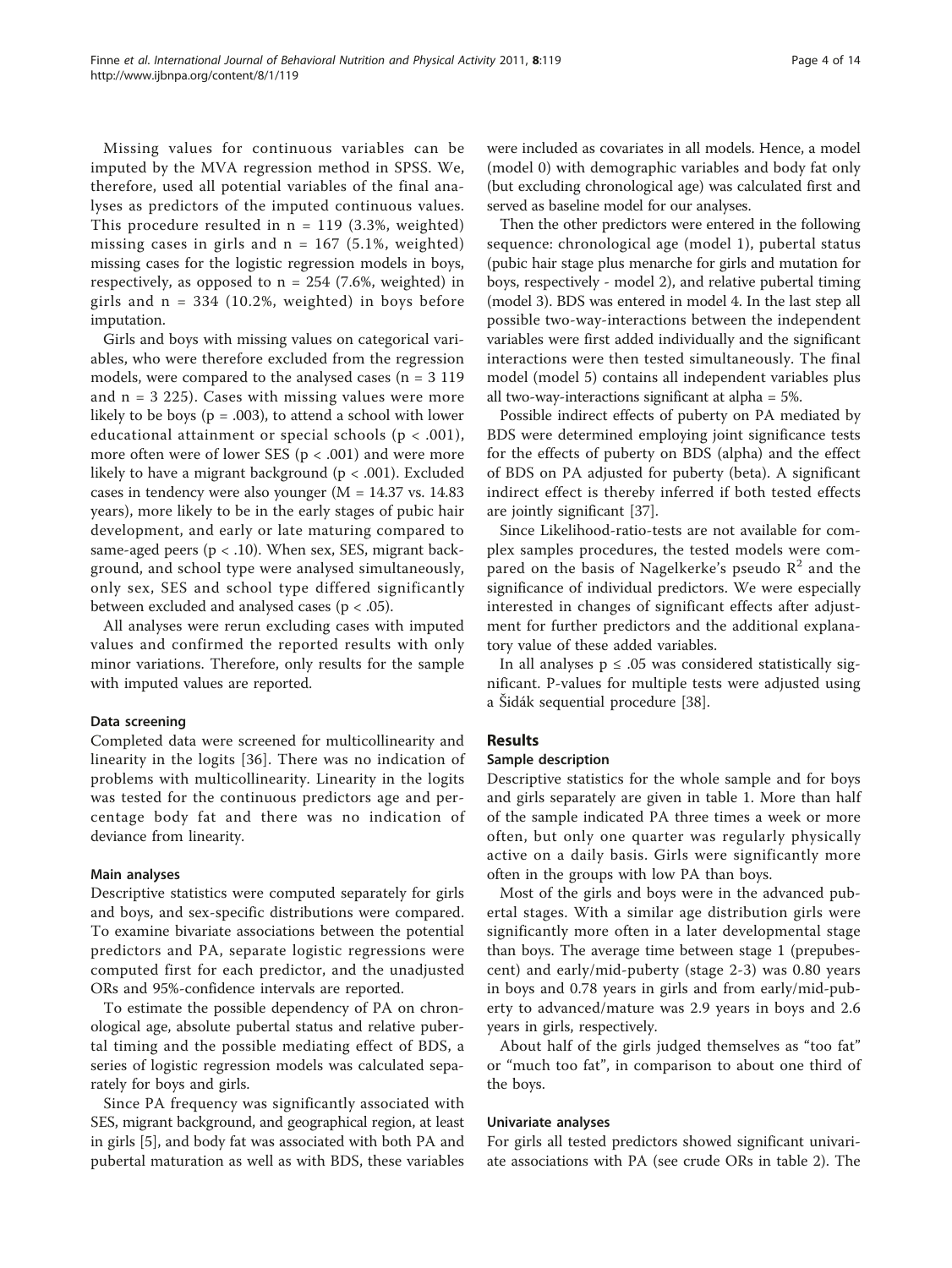Missing values for continuous variables can be imputed by the MVA regression method in SPSS. We, therefore, used all potential variables of the final analyses as predictors of the imputed continuous values. This procedure resulted in n = 119 (3.3%, weighted) missing cases in girls and n = 167 (5.1%, weighted) missing cases for the logistic regression models in boys, respectively, as opposed to n = 254 (7.6%, weighted) in girls and n = 334 (10.2%, weighted) in boys before imputation.

Girls and boys with missing values on categorical variables, who were therefore excluded from the regression models, were compared to the analysed cases (n = 3 119 and n = 3 225). Cases with missing values were more likely to be boys (p = .003), to attend a school with lower educational attainment or special schools (p < .001), more often were of lower SES (p < .001) and were more likely to have a migrant background (p < .001). Excluded cases in tendency were also younger (M = 14.37 vs. 14.83 years), more likely to be in the early stages of pubic hair development, and early or late maturing compared to same-aged peers (p < .10). When sex, SES, migrant background, and school type were analysed simultaneously, only sex, SES and school type differed significantly between excluded and analysed cases (p < .05).

All analyses were rerun excluding cases with imputed values and confirmed the reported results with only minor variations. Therefore, only results for the sample with imputed values are reported.

### Data screening

Completed data were screened for multicollinearity and linearity in the logits [36]. There was no indication of problems with multicollinearity. Linearity in the logits was tested for the continuous predictors age and percentage body fat and there was no indication of deviance from linearity.

### Main analyses

Descriptive statistics were computed separately for girls and boys, and sex-specific distributions were compared. To examine bivariate associations between the potential predictors and PA, separate logistic regressions were computed first for each predictor, and the unadjusted ORs and 95%-confidence intervals are reported.

To estimate the possible dependency of PA on chronological age, absolute pubertal status and relative pubertal timing and the possible mediating effect of BDS, a series of logistic regression models was calculated separately for boys and girls.

Since PA frequency was significantly associated with SES, migrant background, and geographical region, at least in girls [5], and body fat was associated with both PA and pubertal maturation as well as with BDS, these variables were included as covariates in all models. Hence, a model (model 0) with demographic variables and body fat only (but excluding chronological age) was calculated first and served as baseline model for our analyses.

Then the other predictors were entered in the following sequence: chronological age (model 1), pubertal status (pubic hair stage plus menarche for girls and mutation for boys, respectively - model 2), and relative pubertal timing (model 3). BDS was entered in model 4. In the last step all possible two-way-interactions between the independent variables were first added individually and the significant interactions were then tested simultaneously. The final model (model 5) contains all independent variables plus all two-way-interactions significant at alpha = 5%.

Possible indirect effects of puberty on PA mediated by BDS were determined employing joint significance tests for the effects of puberty on BDS (alpha) and the effect of BDS on PA adjusted for puberty (beta). A significant indirect effect is thereby inferred if both tested effects are jointly significant [37].

Since Likelihood-ratio-tests are not available for complex samples procedures, the tested models were compared on the basis of Nagelkerke's pseudo $R^2$ and the significance of individual predictors. We were especially interested in changes of significant effects after adjustment for further predictors and the additional explanatory value of these added variables.

In all analyses p ≤ .05 was considered statistically significant. P-values for multiple tests were adjusted using a Šidák sequential procedure [38].

## Results

### Sample description

Descriptive statistics for the whole sample and for boys and girls separately are given in table 1. More than half of the sample indicated PA three times a week or more often, but only one quarter was regularly physically active on a daily basis. Girls were significantly more often in the groups with low PA than boys.

Most of the girls and boys were in the advanced pubertal stages. With a similar age distribution girls were significantly more often in a later developmental stage than boys. The average time between stage 1 (prepubescent) and early/mid-puberty (stage 2-3) was 0.80 years in boys and 0.78 years in girls and from early/mid-puberty to advanced/mature was 2.9 years in boys and 2.6 years in girls, respectively.

About half of the girls judged themselves as "too fat" or "much too fat", in comparison to about one third of the boys.

### Univariate analyses

For girls all tested predictors showed significant univariate associations with PA (see crude ORs in table 2). The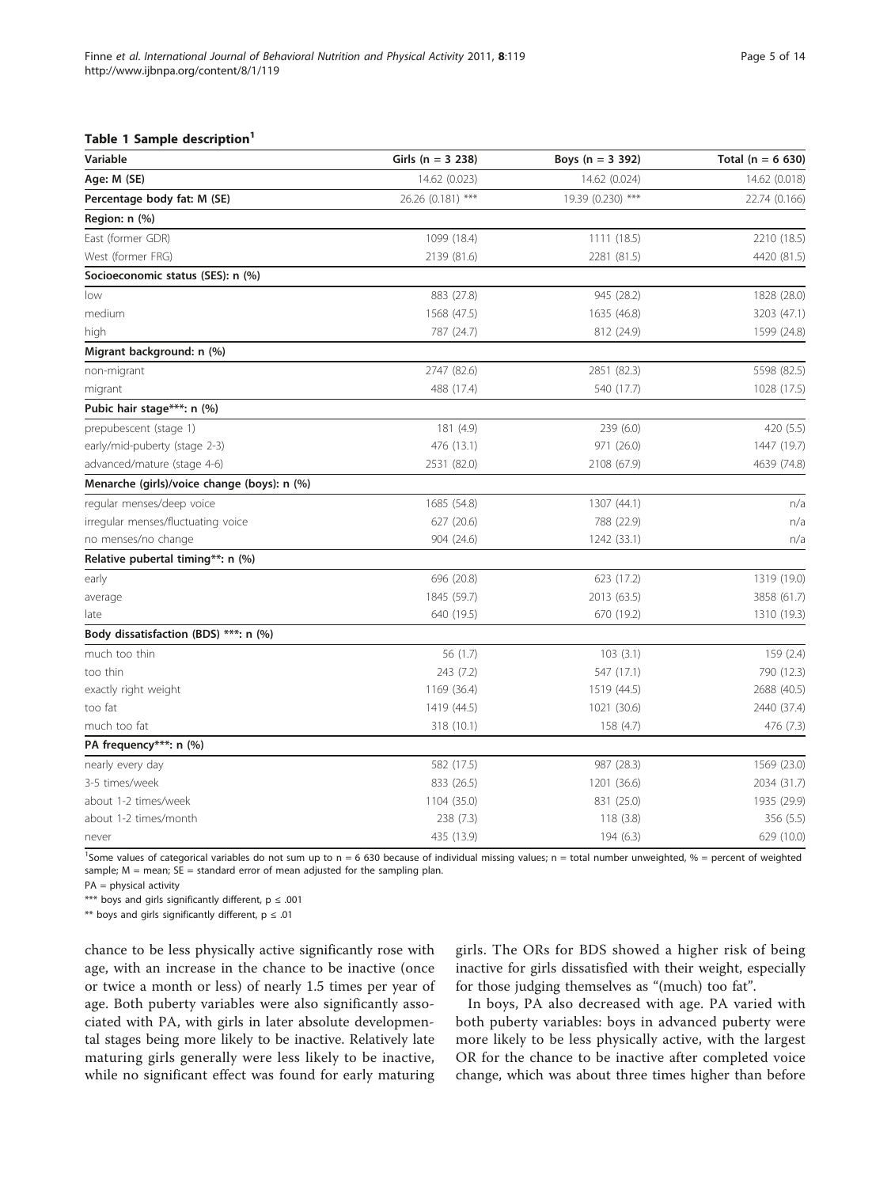**Table 1 Sample description[1]**

| Variable | Girls (n = 3 238) | Boys (n = 3 392) | Total (n = 6 630) |
|---|---|---|---|
| **Age: M (SE)** | 14.62 (0.023) | 14.62 (0.024) | 14.62 (0.018) |
| **Percentage body fat: M (SE)** | 26.26 (0.181) *** | 19.39 (0.230) *** | 22.74 (0.166) |
| **Region: n (%)** | | | |
| East (former GDR) | 1099 (18.4) | 1111 (18.5) | 2210 (18.5) |
| West (former FRG) | 2139 (81.6) | 2281 (81.5) | 4420 (81.5) |
| **Socioeconomic status (SES): n (%)** | | | |
| low | 883 (27.8) | 945 (28.2) | 1828 (28.0) |
| medium | 1568 (47.5) | 1635 (46.8) | 3203 (47.1) |
| high | 787 (24.7) | 812 (24.9) | 1599 (24.8) |
| **Migrant background: n (%)** | | | |
| non-migrant | 2747 (82.6) | 2851 (82.3) | 5598 (82.5) |
| migrant | 488 (17.4) | 540 (17.7) | 1028 (17.5) |
| **Pubic hair stage***: n (%)** | | | |
| prepubescent (stage 1) | 181 (4.9) | 239 (6.0) | 420 (5.5) |
| early/mid-puberty (stage 2-3) | 476 (13.1) | 971 (26.0) | 1447 (19.7) |
| advanced/mature (stage 4-6) | 2531 (82.0) | 2108 (67.9) | 4639 (74.8) |
| **Menarche (girls)/voice change (boys): n (%)** | | | |
| regular menses/deep voice | 1685 (54.8) | 1307 (44.1) | n/a |
| irregular menses/fluctuating voice | 627 (20.6) | 788 (22.9) | n/a |
| no menses/no change | 904 (24.6) | 1242 (33.1) | n/a |
| **Relative pubertal timing**: n (%)** | | | |
| early | 696 (20.8) | 623 (17.2) | 1319 (19.0) |
| average | 1845 (59.7) | 2013 (63.5) | 3858 (61.7) |
| late | 640 (19.5) | 670 (19.2) | 1310 (19.3) |
| **Body dissatisfaction (BDS) ***: n (%)** | | | |
| much too thin | 56 (1.7) | 103 (3.1) | 159 (2.4) |
| too thin | 243 (7.2) | 547 (17.1) | 790 (12.3) |
| exactly right weight | 1169 (36.4) | 1519 (44.5) | 2688 (40.5) |
| too fat | 1419 (44.5) | 1021 (30.6) | 2440 (37.4) |
| much too fat | 318 (10.1) | 158 (4.7) | 476 (7.3) |
| **PA frequency***: n (%)** | | | |
| nearly every day | 582 (17.5) | 987 (28.3) | 1569 (23.0) |
| 3-5 times/week | 833 (26.5) | 1201 (36.6) | 2034 (31.7) |
| about 1-2 times/week | 1104 (35.0) | 831 (25.0) | 1935 (29.9) |
| about 1-2 times/month | 238 (7.3) | 118 (3.8) | 356 (5.5) |
| never | 435 (13.9) | 194 (6.3) | 629 (10.0) |

[1]Some values of categorical variables do not sum up to n = 6 630 because of individual missing values; n = total number unweighted, % = percent of weighted sample; M = mean; SE = standard error of mean adjusted for the sampling plan.

PA = physical activity

*** boys and girls significantly different, p ≤ .001

** boys and girls significantly different, p ≤ .01

chance to be less physically active significantly rose with age, with an increase in the chance to be inactive (once or twice a month or less) of nearly 1.5 times per year of age. Both puberty variables were also significantly associated with PA, with girls in later absolute developmental stages being more likely to be inactive. Relatively late maturing girls generally were less likely to be inactive, while no significant effect was found for early maturing girls. The ORs for BDS showed a higher risk of being inactive for girls dissatisfied with their weight, especially for those judging themselves as "(much) too fat".

In boys, PA also decreased with age. PA varied with both puberty variables: boys in advanced puberty were more likely to be less physically active, with the largest OR for the chance to be inactive after completed voice change, which was about three times higher than before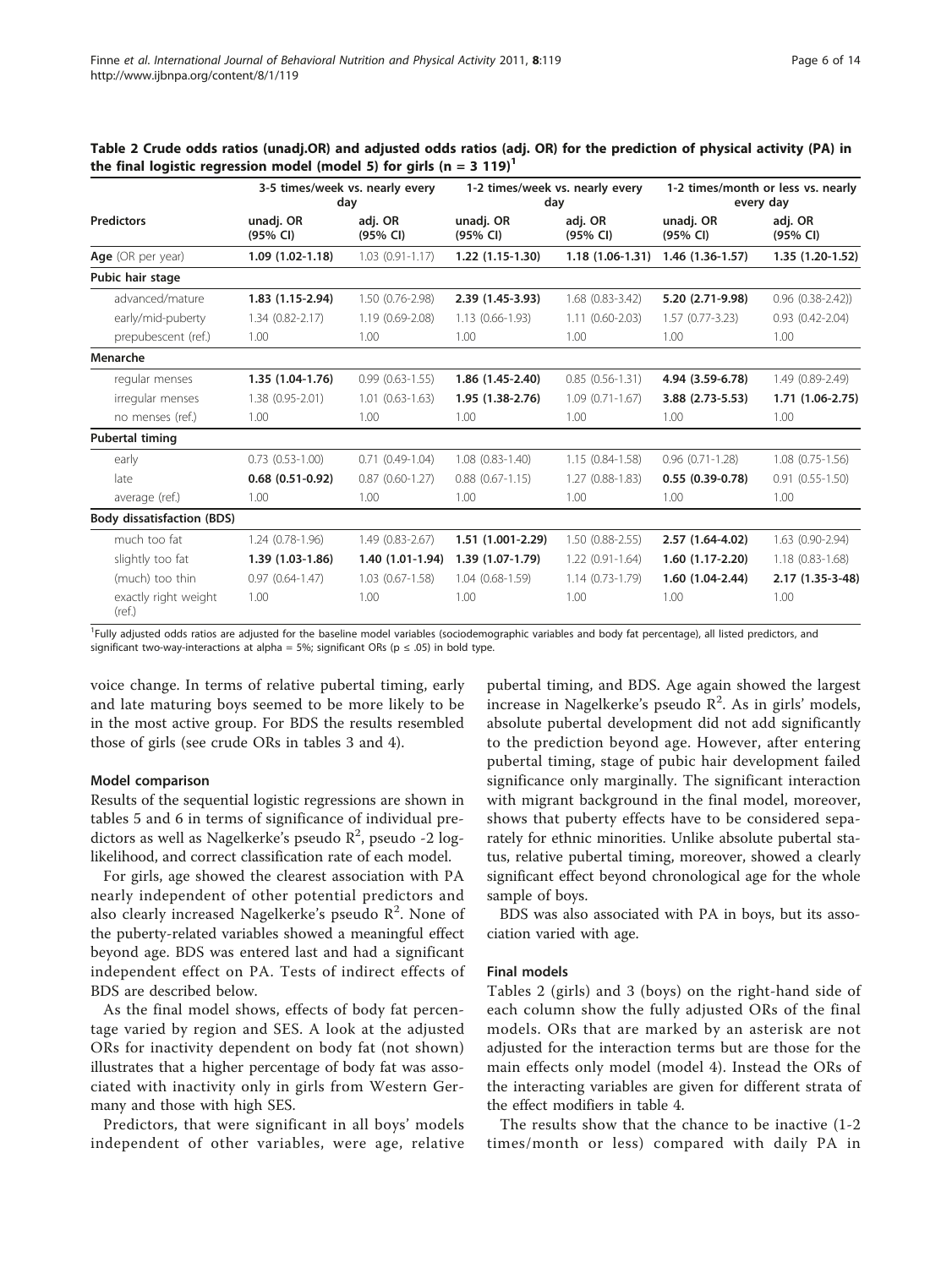**Table 2 Crude odds ratios (unadj.OR) and adjusted odds ratios (adj. OR) for the prediction of physical activity (PA) in the final logistic regression model (model 5) for girls (n = 3 119)[1]**

| Predictors | 3-5 times/week vs. nearly every day | | 1-2 times/week vs. nearly every day | | 1-2 times/month or less vs. nearly every day | |
|---|---|---|---|---|---|---|
| | unadj. OR (95% CI) | adj. OR (95% CI) | unadj. OR (95% CI) | adj. OR (95% CI) | unadj. OR (95% CI) | adj. OR (95% CI) |
| **Age** (OR per year) | **1.09 (1.02-1.18)** | 1.03 (0.91-1.17) | **1.22 (1.15-1.30)** | **1.18 (1.06-1.31)** | **1.46 (1.36-1.57)** | **1.35 (1.20-1.52)** |
| **Pubic hair stage** | | | | | | |
| advanced/mature | **1.83 (1.15-2.94)** | 1.50 (0.76-2.98) | **2.39 (1.45-3.93)** | 1.68 (0.83-3.42) | **5.20 (2.71-9.98)** | 0.96 (0.38-2.42)) |
| early/mid-puberty | 1.34 (0.82-2.17) | 1.19 (0.69-2.08) | 1.13 (0.66-1.93) | 1.11 (0.60-2.03) | 1.57 (0.77-3.23) | 0.93 (0.42-2.04) |
| prepubescent (ref.) | 1.00 | 1.00 | 1.00 | 1.00 | 1.00 | 1.00 |
| **Menarche** | | | | | | |
| regular menses | **1.35 (1.04-1.76)** | 0.99 (0.63-1.55) | **1.86 (1.45-2.40)** | 0.85 (0.56-1.31) | **4.94 (3.59-6.78)** | 1.49 (0.89-2.49) |
| irregular menses | 1.38 (0.95-2.01) | 1.01 (0.63-1.63) | **1.95 (1.38-2.76)** | 1.09 (0.71-1.67) | **3.88 (2.73-5.53)** | **1.71 (1.06-2.75)** |
| no menses (ref.) | 1.00 | 1.00 | 1.00 | 1.00 | 1.00 | 1.00 |
| **Pubertal timing** | | | | | | |
| early | 0.73 (0.53-1.00) | 0.71 (0.49-1.04) | 1.08 (0.83-1.40) | 1.15 (0.84-1.58) | 0.96 (0.71-1.28) | 1.08 (0.75-1.56) |
| late | **0.68 (0.51-0.92)** | 0.87 (0.60-1.27) | 0.88 (0.67-1.15) | 1.27 (0.88-1.83) | **0.55 (0.39-0.78)** | 0.91 (0.55-1.50) |
| average (ref.) | 1.00 | 1.00 | 1.00 | 1.00 | 1.00 | 1.00 |
| **Body dissatisfaction (BDS)** | | | | | | |
| much too fat | 1.24 (0.78-1.96) | 1.49 (0.83-2.67) | **1.51 (1.001-2.29)** | 1.50 (0.88-2.55) | **2.57 (1.64-4.02)** | 1.63 (0.90-2.94) |
| slightly too fat | **1.39 (1.03-1.86)** | **1.40 (1.01-1.94)** | **1.39 (1.07-1.79)** | 1.22 (0.91-1.64) | **1.60 (1.17-2.20)** | 1.18 (0.83-1.68) |
| (much) too thin | 0.97 (0.64-1.47) | 1.03 (0.67-1.58) | 1.04 (0.68-1.59) | 1.14 (0.73-1.79) | **1.60 (1.04-2.44)** | **2.17 (1.35-3-48)** |
| exactly right weight (ref.) | 1.00 | 1.00 | 1.00 | 1.00 | 1.00 | 1.00 |

[1]Fully adjusted odds ratios are adjusted for the baseline model variables (sociodemographic variables and body fat percentage), all listed predictors, and significant two-way-interactions at alpha = 5%; significant ORs (p ≤ .05) in bold type.

voice change. In terms of relative pubertal timing, early and late maturing boys seemed to be more likely to be in the most active group. For BDS the results resembled those of girls (see crude ORs in tables 3 and 4).

### Model comparison

Results of the sequential logistic regressions are shown in tables 5 and 6 in terms of significance of individual predictors as well as Nagelkerke's pseudo $R^2$, pseudo -2 log-likelihood, and correct classification rate of each model.

For girls, age showed the clearest association with PA nearly independent of other potential predictors and also clearly increased Nagelkerke's pseudo $R^2$. None of the puberty-related variables showed a meaningful effect beyond age. BDS was entered last and had a significant independent effect on PA. Tests of indirect effects of BDS are described below.

As the final model shows, effects of body fat percentage varied by region and SES. A look at the adjusted ORs for inactivity dependent on body fat (not shown) illustrates that a higher percentage of body fat was associated with inactivity only in girls from Western Germany and those with high SES.

Predictors, that were significant in all boys' models independent of other variables, were age, relative pubertal timing, and BDS. Age again showed the largest increase in Nagelkerke's pseudo $R^2$. As in girls' models, absolute pubertal development did not add significantly to the prediction beyond age. However, after entering pubertal timing, stage of pubic hair development failed significance only marginally. The significant interaction with migrant background in the final model, moreover, shows that puberty effects have to be considered separately for ethnic minorities. Unlike absolute pubertal status, relative pubertal timing, moreover, showed a clearly significant effect beyond chronological age for the whole sample of boys.

BDS was also associated with PA in boys, but its association varied with age.

### Final models

Tables 2 (girls) and 3 (boys) on the right-hand side of each column show the fully adjusted ORs of the final models. ORs that are marked by an asterisk are not adjusted for the interaction terms but are those for the main effects only model (model 4). Instead the ORs of the interacting variables are given for different strata of the effect modifiers in table 4.

The results show that the chance to be inactive (1-2 times/month or less) compared with daily PA in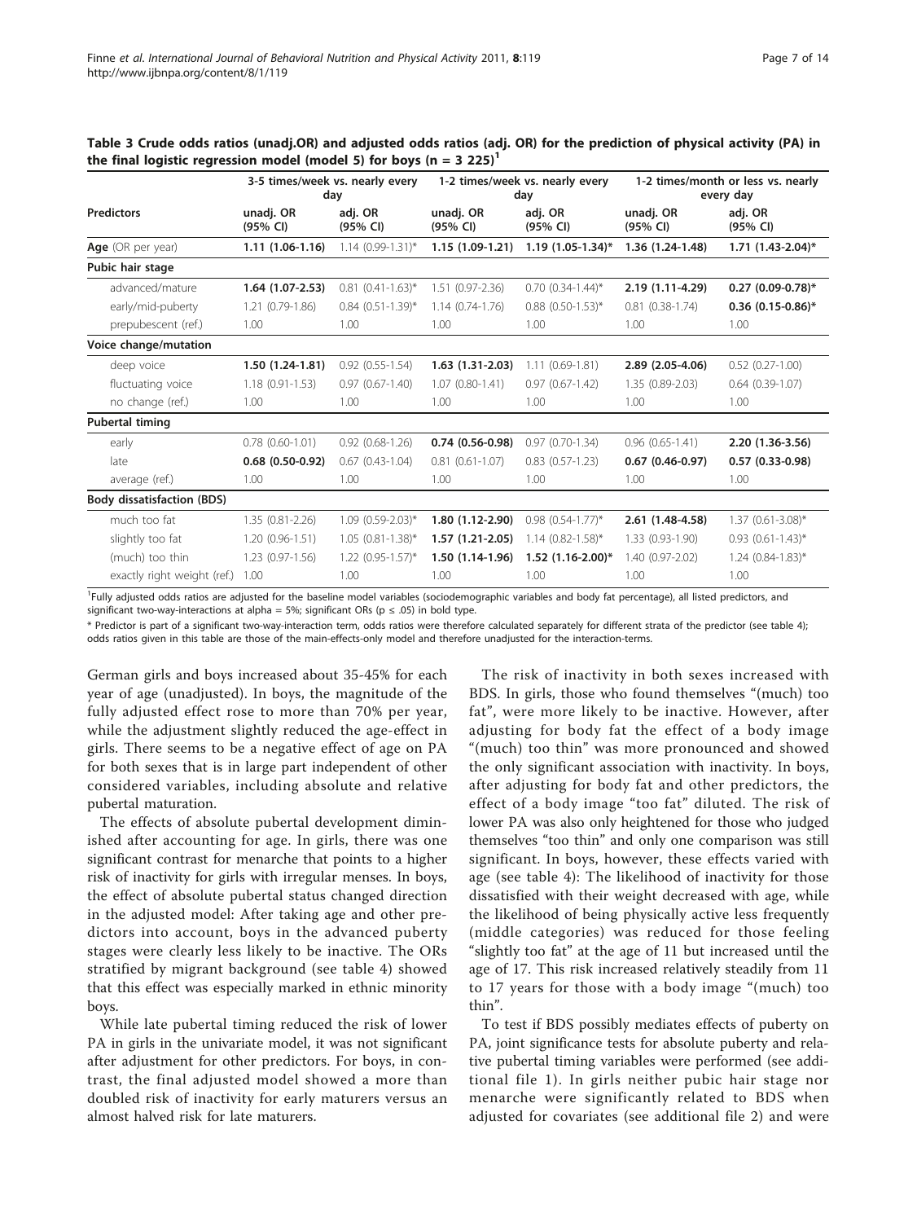**Table 3 Crude odds ratios (unadj.OR) and adjusted odds ratios (adj. OR) for the prediction of physical activity (PA) in the final logistic regression model (model 5) for boys (n = 3 225)[1]**

| Predictors | 3-5 times/week vs. nearly every day | | 1-2 times/week vs. nearly every day | | 1-2 times/month or less vs. nearly every day | |
|---|---|---|---|---|---|---|
| | unadj. OR (95% CI) | adj. OR (95% CI) | unadj. OR (95% CI) | adj. OR (95% CI) | unadj. OR (95% CI) | adj. OR (95% CI) |
| **Age** (OR per year) | **1.11 (1.06-1.16)** | 1.14 (0.99-1.31)* | **1.15 (1.09-1.21)** | **1.19 (1.05-1.34)*** | **1.36 (1.24-1.48)** | **1.71 (1.43-2.04)*** |
| **Pubic hair stage** | | | | | | |
| advanced/mature | **1.64 (1.07-2.53)** | 0.81 (0.41-1.63)* | 1.51 (0.97-2.36) | 0.70 (0.34-1.44)* | **2.19 (1.11-4.29)** | **0.27 (0.09-0.78)*** |
| early/mid-puberty | 1.21 (0.79-1.86) | 0.84 (0.51-1.39)* | 1.14 (0.74-1.76) | 0.88 (0.50-1.53)* | 0.81 (0.38-1.74) | **0.36 (0.15-0.86)*** |
| prepubescent (ref.) | 1.00 | 1.00 | 1.00 | 1.00 | 1.00 | 1.00 |
| **Voice change/mutation** | | | | | | |
| deep voice | **1.50 (1.24-1.81)** | 0.92 (0.55-1.54) | **1.63 (1.31-2.03)** | 1.11 (0.69-1.81) | **2.89 (2.05-4.06)** | 0.52 (0.27-1.00) |
| fluctuating voice | 1.18 (0.91-1.53) | 0.97 (0.67-1.40) | 1.07 (0.80-1.41) | 0.97 (0.67-1.42) | 1.35 (0.89-2.03) | 0.64 (0.39-1.07) |
| no change (ref.) | 1.00 | 1.00 | 1.00 | 1.00 | 1.00 | 1.00 |
| **Pubertal timing** | | | | | | |
| early | 0.78 (0.60-1.01) | 0.92 (0.68-1.26) | **0.74 (0.56-0.98)** | 0.97 (0.70-1.34) | 0.96 (0.65-1.41) | **2.20 (1.36-3.56)** |
| late | **0.68 (0.50-0.92)** | 0.67 (0.43-1.04) | 0.81 (0.61-1.07) | 0.83 (0.57-1.23) | **0.67 (0.46-0.97)** | **0.57 (0.33-0.98)** |
| average (ref.) | 1.00 | 1.00 | 1.00 | 1.00 | 1.00 | 1.00 |
| **Body dissatisfaction (BDS)** | | | | | | |
| much too fat | 1.35 (0.81-2.26) | 1.09 (0.59-2.03)* | **1.80 (1.12-2.90)** | 0.98 (0.54-1.77)* | **2.61 (1.48-4.58)** | 1.37 (0.61-3.08)* |
| slightly too fat | 1.20 (0.96-1.51) | 1.05 (0.81-1.38)* | **1.57 (1.21-2.05)** | 1.14 (0.82-1.58)* | 1.33 (0.93-1.90) | 0.93 (0.61-1.43)* |
| (much) too thin | 1.23 (0.97-1.56) | 1.22 (0.95-1.57)* | **1.50 (1.14-1.96)** | **1.52 (1.16-2.00)*** | 1.40 (0.97-2.02) | 1.24 (0.84-1.83)* |
| exactly right weight (ref.) | 1.00 | 1.00 | 1.00 | 1.00 | 1.00 | 1.00 |

[1]Fully adjusted odds ratios are adjusted for the baseline model variables (sociodemographic variables and body fat percentage), all listed predictors, and significant two-way-interactions at alpha = 5%; significant ORs ($p \leq .05$) in bold type.

* Predictor is part of a significant two-way-interaction term, odds ratios were therefore calculated separately for different strata of the predictor (see table 4); odds ratios given in this table are those of the main-effects-only model and therefore unadjusted for the interaction-terms.

German girls and boys increased about 35-45% for each year of age (unadjusted). In boys, the magnitude of the fully adjusted effect rose to more than 70% per year, while the adjustment slightly reduced the age-effect in girls. There seems to be a negative effect of age on PA for both sexes that is in large part independent of other considered variables, including absolute and relative pubertal maturation.

The effects of absolute pubertal development diminished after accounting for age. In girls, there was one significant contrast for menarche that points to a higher risk of inactivity for girls with irregular menses. In boys, the effect of absolute pubertal status changed direction in the adjusted model: After taking age and other predictors into account, boys in the advanced puberty stages were clearly less likely to be inactive. The ORs stratified by migrant background (see table 4) showed that this effect was especially marked in ethnic minority boys.

While late pubertal timing reduced the risk of lower PA in girls in the univariate model, it was not significant after adjustment for other predictors. For boys, in contrast, the final adjusted model showed a more than doubled risk of inactivity for early maturers versus an almost halved risk for late maturers.

The risk of inactivity in both sexes increased with BDS. In girls, those who found themselves "(much) too fat", were more likely to be inactive. However, after adjusting for body fat the effect of a body image "(much) too thin" was more pronounced and showed the only significant association with inactivity. In boys, after adjusting for body fat and other predictors, the effect of a body image "too fat" diluted. The risk of lower PA was also only heightened for those who judged themselves "too thin" and only one comparison was still significant. In boys, however, these effects varied with age (see table 4): The likelihood of inactivity for those dissatisfied with their weight decreased with age, while the likelihood of being physically active less frequently (middle categories) was reduced for those feeling "slightly too fat" at the age of 11 but increased until the age of 17. This risk increased relatively steadily from 11 to 17 years for those with a body image "(much) too thin".

To test if BDS possibly mediates effects of puberty on PA, joint significance tests for absolute puberty and relative pubertal timing variables were performed (see additional file 1). In girls neither pubic hair stage nor menarche were significantly related to BDS when adjusted for covariates (see additional file 2) and were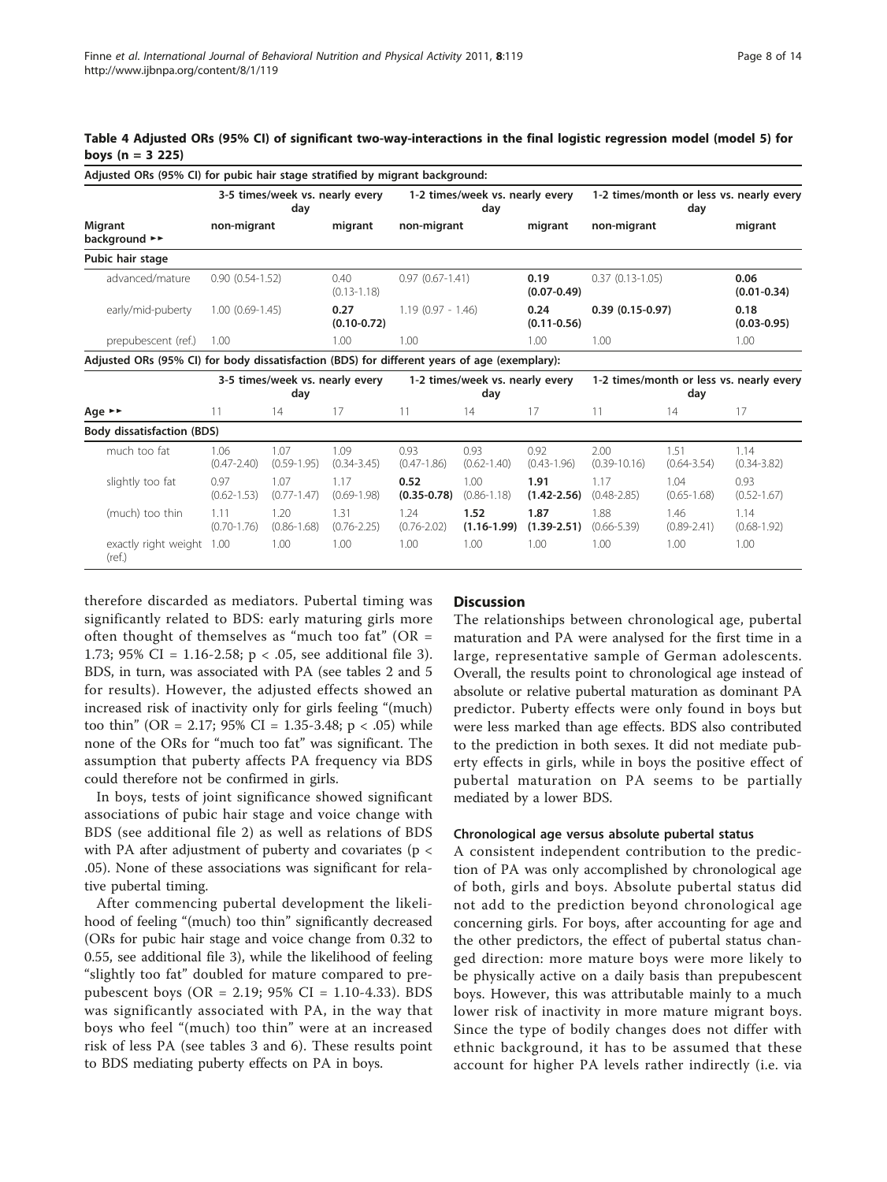**Table 4 Adjusted ORs (95% CI) of significant two-way-interactions in the final logistic regression model (model 5) for boys (n = 3 225)**

Adjusted ORs (95% CI) for pubic hair stage stratified by migrant background:

| | 3-5 times/week vs. nearly every day | | 1-2 times/week vs. nearly every day | | 1-2 times/month or less vs. nearly every day | |
|---|---|---|---|---|---|---|
| Migrant background ►► | non-migrant | migrant | non-migrant | migrant | non-migrant | migrant |
| **Pubic hair stage** | | | | | | |
| advanced/mature | 0.90 (0.54-1.52) | 0.40 (0.13-1.18) | 0.97 (0.67-1.41) | **0.19 (0.07-0.49)** | 0.37 (0.13-1.05) | **0.06 (0.01-0.34)** |
| early/mid-puberty | 1.00 (0.69-1.45) | **0.27 (0.10-0.72)** | 1.19 (0.97 - 1.46) | **0.24 (0.11-0.56)** | **0.39 (0.15-0.97)** | **0.18 (0.03-0.95)** |
| prepubescent (ref.) | 1.00 | 1.00 | 1.00 | 1.00 | 1.00 | 1.00 |

Adjusted ORs (95% CI) for body dissatisfaction (BDS) for different years of age (exemplary):

| | 3-5 times/week vs. nearly every day | | | 1-2 times/week vs. nearly every day | | | 1-2 times/month or less vs. nearly every day | | |
|---|---|---|---|---|---|---|---|---|---|
| Age ►► | 11 | 14 | 17 | 11 | 14 | 17 | 11 | 14 | 17 |
| **Body dissatisfaction (BDS)** | | | | | | | | | |
| much too fat | 1.06 (0.47-2.40) | 1.07 (0.59-1.95) | 1.09 (0.34-3.45) | 0.93 (0.47-1.86) | 0.93 (0.62-1.40) | 0.92 (0.43-1.96) | 2.00 (0.39-10.16) | 1.51 (0.64-3.54) | 1.14 (0.34-3.82) |
| slightly too fat | 0.97 (0.62-1.53) | 1.07 (0.77-1.47) | 1.17 (0.69-1.98) | **0.52 (0.35-0.78)** | 1.00 (0.86-1.18) | **1.91 (1.42-2.56)** | 1.17 (0.48-2.85) | 1.04 (0.65-1.68) | 0.93 (0.52-1.67) |
| (much) too thin | 1.11 (0.70-1.76) | 1.20 (0.86-1.68) | 1.31 (0.76-2.25) | 1.24 (0.76-2.02) | **1.52 (1.16-1.99)** | **1.87 (1.39-2.51)** | 1.88 (0.66-5.39) | 1.46 (0.89-2.41) | 1.14 (0.68-1.92) |
| exactly right weight (ref.) | 1.00 | 1.00 | 1.00 | 1.00 | 1.00 | 1.00 | 1.00 | 1.00 | 1.00 |

therefore discarded as mediators. Pubertal timing was significantly related to BDS: early maturing girls more often thought of themselves as "much too fat" (OR = 1.73; 95% CI = 1.16-2.58; $p < .05$, see additional file 3). BDS, in turn, was associated with PA (see tables 2 and 5 for results). However, the adjusted effects showed an increased risk of inactivity only for girls feeling "(much) too thin" (OR = 2.17; 95% CI = 1.35-3.48; $p < .05$) while none of the ORs for "much too fat" was significant. The assumption that puberty affects PA frequency via BDS could therefore not be confirmed in girls.

In boys, tests of joint significance showed significant associations of pubic hair stage and voice change with BDS (see additional file 2) as well as relations of BDS with PA after adjustment of puberty and covariates ($p < .05$). None of these associations was significant for relative pubertal timing.

After commencing pubertal development the likelihood of feeling "(much) too thin" significantly decreased (ORs for pubic hair stage and voice change from 0.32 to 0.55, see additional file 3), while the likelihood of feeling "slightly too fat" doubled for mature compared to prepubescent boys (OR = 2.19; 95% CI = 1.10-4.33). BDS was significantly associated with PA, in the way that boys who feel "(much) too thin" were at an increased risk of less PA (see tables 3 and 6). These results point to BDS mediating puberty effects on PA in boys.

## Discussion

The relationships between chronological age, pubertal maturation and PA were analysed for the first time in a large, representative sample of German adolescents. Overall, the results point to chronological age instead of absolute or relative pubertal maturation as dominant PA predictor. Puberty effects were only found in boys but were less marked than age effects. BDS also contributed to the prediction in both sexes. It did not mediate puberty effects in girls, while in boys the positive effect of pubertal maturation on PA seems to be partially mediated by a lower BDS.

### Chronological age versus absolute pubertal status

A consistent independent contribution to the prediction of PA was only accomplished by chronological age of both, girls and boys. Absolute pubertal status did not add to the prediction beyond chronological age concerning girls. For boys, after accounting for age and the other predictors, the effect of pubertal status changed direction: more mature boys were more likely to be physically active on a daily basis than prepubescent boys. However, this was attributable mainly to a much lower risk of inactivity in more mature migrant boys. Since the type of bodily changes does not differ with ethnic background, it has to be assumed that these account for higher PA levels rather indirectly (i.e. via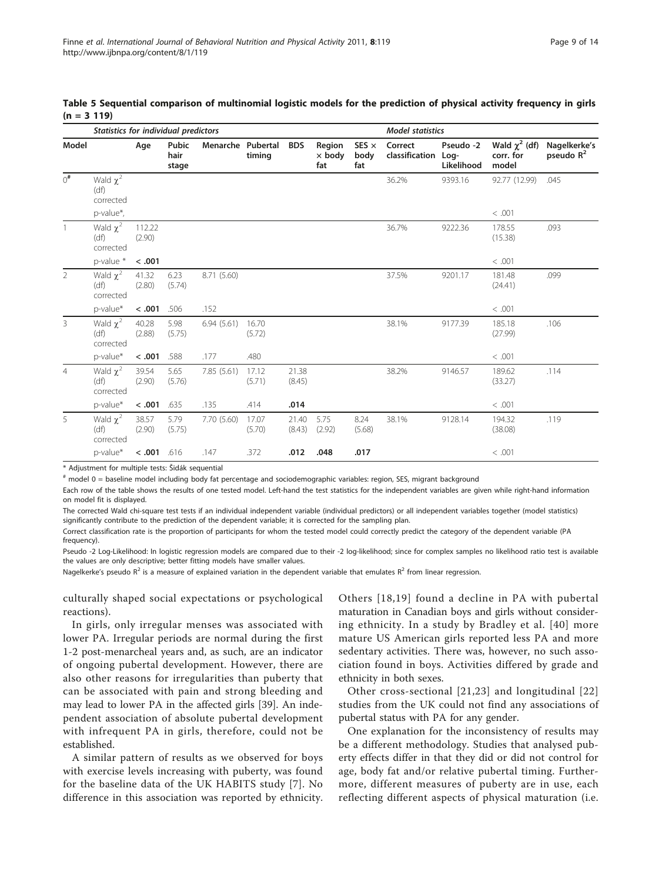**Table 5 Sequential comparison of multinomial logistic models for the prediction of physical activity frequency in girls (n = 3 119)**

| | *Statistics for individual predictors* | | | | | | | | *Model statistics* | | | |
|---|---|---|---|---|---|---|---|---|---|---|---|---|
| **Model** | | **Age** | **Pubic hair stage** | **Menarche** | **Pubertal timing** | **BDS** | **Region × body fat** | **SES × body fat** | **Correct classification** | **Pseudo -2 Log-Likelihood** | **Wald $\chi^2$ (df) corr. for model** | **Nagelkerke's pseudo $R^2$** |
| 0[#] | Wald $\chi^2$ (df) corrected | | | | | | | | 36.2% | 9393.16 | 92.77 (12.99) | .045 |
| | p-value*, | | | | | | | | | | < .001 | |
| 1 | Wald $\chi^2$ (df) corrected | 112.22 (2.90) | | | | | | | 36.7% | 9222.36 | 178.55 (15.38) | .093 |
| | p-value * | **< .001** | | | | | | | | | < .001 | |
| 2 | Wald $\chi^2$ (df) corrected | 41.32 (2.80) | 6.23 (5.74) | 8.71 (5.60) | | | | | 37.5% | 9201.17 | 181.48 (24.41) | .099 |
| | p-value* | **< .001** | .506 | .152 | | | | | | | < .001 | |
| 3 | Wald $\chi^2$ (df) corrected | 40.28 (2.88) | 5.98 (5.75) | 6.94 (5.61) | 16.70 (5.72) | | | | 38.1% | 9177.39 | 185.18 (27.99) | .106 |
| | p-value* | **< .001** | .588 | .177 | .480 | | | | | | < .001 | |
| 4 | Wald $\chi^2$ (df) corrected | 39.54 (2.90) | 5.65 (5.76) | 7.85 (5.61) | 17.12 (5.71) | 21.38 (8.45) | | | 38.2% | 9146.57 | 189.62 (33.27) | .114 |
| | p-value* | **< .001** | .635 | .135 | .414 | **.014** | | | | | < .001 | |
| 5 | Wald $\chi^2$ (df) corrected | 38.57 (2.90) | 5.79 (5.75) | 7.70 (5.60) | 17.07 (5.70) | 21.40 (8.43) | 5.75 (2.92) | 8.24 (5.68) | 38.1% | 9128.14 | 194.32 (38.08) | .119 |
| | p-value* | **< .001** | .616 | .147 | .372 | **.012** | **.048** | **.017** | | | < .001 | |

\* Adjustment for multiple tests: Šidák sequential

[#] model 0 = baseline model including body fat percentage and sociodemographic variables: region, SES, migrant background

Each row of the table shows the results of one tested model. Left-hand the test statistics for the independent variables are given while right-hand information on model fit is displayed.

The corrected Wald chi-square test tests if an individual independent variable (individual predictors) or all independent variables together (model statistics) significantly contribute to the prediction of the dependent variable; it is corrected for the sampling plan.

Correct classification rate is the proportion of participants for whom the tested model could correctly predict the category of the dependent variable (PA frequency).

Pseudo -2 Log-Likelihood: In logistic regression models are compared due to their -2 log-likelihood; since for complex samples no likelihood ratio test is available the values are only descriptive; better fitting models have smaller values.

Nagelkerke's pseudo $R^2$ is a measure of explained variation in the dependent variable that emulates $R^2$ from linear regression.

culturally shaped social expectations or psychological reactions).

In girls, only irregular menses was associated with lower PA. Irregular periods are normal during the first 1-2 post-menarcheal years and, as such, are an indicator of ongoing pubertal development. However, there are also other reasons for irregularities than puberty that can be associated with pain and strong bleeding and may lead to lower PA in the affected girls [39]. An independent association of absolute pubertal development with infrequent PA in girls, therefore, could not be established.

A similar pattern of results as we observed for boys with exercise levels increasing with puberty, was found for the baseline data of the UK HABITS study [7]. No difference in this association was reported by ethnicity. Others [18,19] found a decline in PA with pubertal maturation in Canadian boys and girls without considering ethnicity. In a study by Bradley et al. [40] more mature US American girls reported less PA and more sedentary activities. There was, however, no such association found in boys. Activities differed by grade and ethnicity in both sexes.

Other cross-sectional [21,23] and longitudinal [22] studies from the UK could not find any associations of pubertal status with PA for any gender.

One explanation for the inconsistency of results may be a different methodology. Studies that analysed puberty effects differ in that they did or did not control for age, body fat and/or relative pubertal timing. Furthermore, different measures of puberty are in use, each reflecting different aspects of physical maturation (i.e.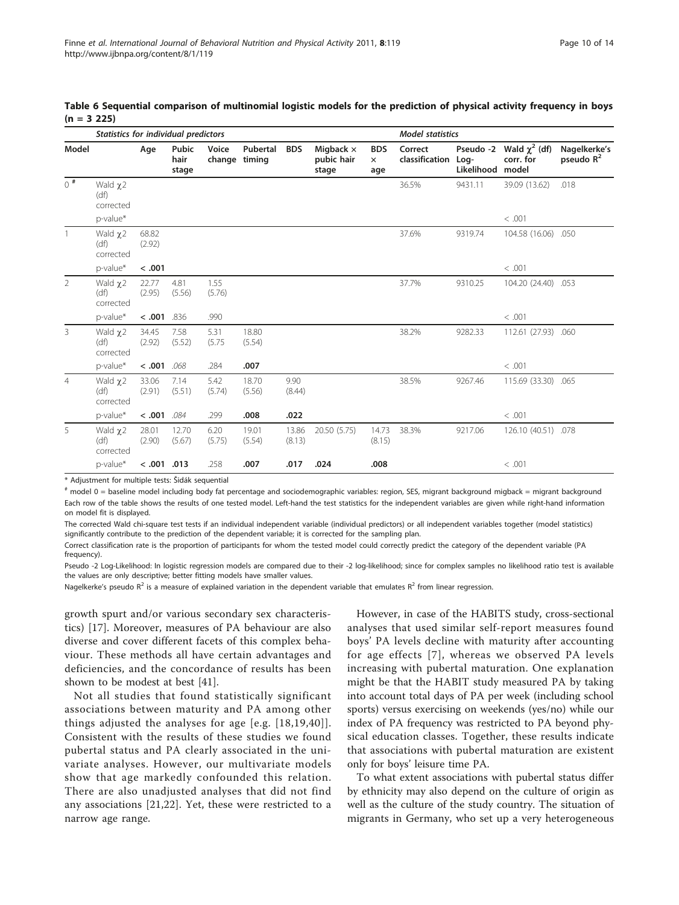**Table 6 Sequential comparison of multinomial logistic models for the prediction of physical activity frequency in boys (n = 3 225)**

| | *Statistics for individual predictors* | | | | | | | | *Model statistics* | | | |
|---|---|---|---|---|---|---|---|---|---|---|---|---|
| **Model** | | **Age** | **Pubic hair stage** | **Voice change** | **Pubertal timing** | **BDS** | **Migback × pubic hair stage** | **BDS × age** | **Correct classification** | **Pseudo -2 Log-Likelihood** | **Wald $\chi^2$ (df) corr. for model** | **Nagelkerke's pseudo $R^2$** |
| 0 [#] | Wald $\chi$2 (df) corrected | | | | | | | | 36.5% | 9431.11 | 39.09 (13.62) | .018 |
| | p-value* | | | | | | | | | | < .001 | |
| 1 | Wald $\chi$2 (df) corrected | 68.82 (2.92) | | | | | | | 37.6% | 9319.74 | 104.58 (16.06) | .050 |
| | p-value* | **< .001** | | | | | | | | | < .001 | |
| 2 | Wald $\chi$2 (df) corrected | 22.77 (2.95) | 4.81 (5.56) | 1.55 (5.76) | | | | | 37.7% | 9310.25 | 104.20 (24.40) | .053 |
| | p-value* | **< .001** | .836 | .990 | | | | | | | < .001 | |
| 3 | Wald $\chi$2 (df) corrected | 34.45 (2.92) | 7.58 (5.52) | 5.31 (5.75 | 18.80 (5.54) | | | | 38.2% | 9282.33 | 112.61 (27.93) | .060 |
| | p-value* | **< .001** | *.068* | .284 | **.007** | | | | | | < .001 | |
| 4 | Wald $\chi$2 (df) corrected | 33.06 (2.91) | 7.14 (5.51) | 5.42 (5.74) | 18.70 (5.56) | 9.90 (8.44) | | | 38.5% | 9267.46 | 115.69 (33.30) | .065 |
| | p-value* | **< .001** | *.084* | .299 | **.008** | **.022** | | | | | < .001 | |
| 5 | Wald $\chi$2 (df) corrected | 28.01 (2.90) | 12.70 (5.67) | 6.20 (5.75) | 19.01 (5.54) | 13.86 (8.13) | 20.50 (5.75) | 14.73 (8.15) | 38.3% | 9217.06 | 126.10 (40.51) | .078 |
| | p-value* | **< .001** | **.013** | .258 | **.007** | **.017** | **.024** | **.008** | | | < .001 | |

\* Adjustment for multiple tests: Šidák sequential

[#] model 0 = baseline model including body fat percentage and sociodemographic variables: region, SES, migrant background migback = migrant background

Each row of the table shows the results of one tested model. Left-hand the test statistics for the independent variables are given while right-hand information on model fit is displayed.

The corrected Wald chi-square test tests if an individual independent variable (individual predictors) or all independent variables together (model statistics) significantly contribute to the prediction of the dependent variable; it is corrected for the sampling plan.

Correct classification rate is the proportion of participants for whom the tested model could correctly predict the category of the dependent variable (PA frequency).

Pseudo -2 Log-Likelihood: In logistic regression models are compared due to their -2 log-likelihood; since for complex samples no likelihood ratio test is available the values are only descriptive; better fitting models have smaller values.

Nagelkerke's pseudo $R^2$ is a measure of explained variation in the dependent variable that emulates $R^2$ from linear regression.

growth spurt and/or various secondary sex characteristics) [17]. Moreover, measures of PA behaviour are also diverse and cover different facets of this complex behaviour. These methods all have certain advantages and deficiencies, and the concordance of results has been shown to be modest at best [41].

Not all studies that found statistically significant associations between maturity and PA among other things adjusted the analyses for age [e.g. [18,19,40]]. Consistent with the results of these studies we found pubertal status and PA clearly associated in the univariate analyses. However, our multivariate models show that age markedly confounded this relation. There are also unadjusted analyses that did not find any associations [21,22]. Yet, these were restricted to a narrow age range.

However, in case of the HABITS study, cross-sectional analyses that used similar self-report measures found boys' PA levels decline with maturity after accounting for age effects [7], whereas we observed PA levels increasing with pubertal maturation. One explanation might be that the HABIT study measured PA by taking into account total days of PA per week (including school sports) versus exercising on weekends (yes/no) while our index of PA frequency was restricted to PA beyond physical education classes. Together, these results indicate that associations with pubertal maturation are existent only for boys' leisure time PA.

To what extent associations with pubertal status differ by ethnicity may also depend on the culture of origin as well as the culture of the study country. The situation of migrants in Germany, who set up a very heterogeneous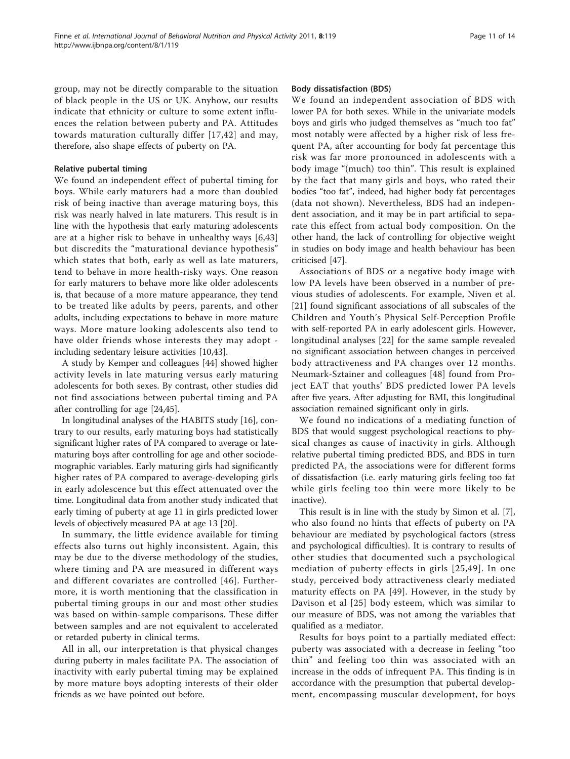group, may not be directly comparable to the situation of black people in the US or UK. Anyhow, our results indicate that ethnicity or culture to some extent influences the relation between puberty and PA. Attitudes towards maturation culturally differ [17,42] and may, therefore, also shape effects of puberty on PA.

#### Relative pubertal timing

We found an independent effect of pubertal timing for boys. While early maturers had a more than doubled risk of being inactive than average maturing boys, this risk was nearly halved in late maturers. This result is in line with the hypothesis that early maturing adolescents are at a higher risk to behave in unhealthy ways [6,43] but discredits the "maturational deviance hypothesis" which states that both, early as well as late maturers, tend to behave in more health-risky ways. One reason for early maturers to behave more like older adolescents is, that because of a more mature appearance, they tend to be treated like adults by peers, parents, and other adults, including expectations to behave in more mature ways. More mature looking adolescents also tend to have older friends whose interests they may adopt - including sedentary leisure activities [10,43].

A study by Kemper and colleagues [44] showed higher activity levels in late maturing versus early maturing adolescents for both sexes. By contrast, other studies did not find associations between pubertal timing and PA after controlling for age [24,45].

In longitudinal analyses of the HABITS study [16], contrary to our results, early maturing boys had statistically significant higher rates of PA compared to average or late-maturing boys after controlling for age and other sociodemographic variables. Early maturing girls had significantly higher rates of PA compared to average-developing girls in early adolescence but this effect attenuated over the time. Longitudinal data from another study indicated that early timing of puberty at age 11 in girls predicted lower levels of objectively measured PA at age 13 [20].

In summary, the little evidence available for timing effects also turns out highly inconsistent. Again, this may be due to the diverse methodology of the studies, where timing and PA are measured in different ways and different covariates are controlled [46]. Furthermore, it is worth mentioning that the classification in pubertal timing groups in our and most other studies was based on within-sample comparisons. These differ between samples and are not equivalent to accelerated or retarded puberty in clinical terms.

All in all, our interpretation is that physical changes during puberty in males facilitate PA. The association of inactivity with early pubertal timing may be explained by more mature boys adopting interests of their older friends as we have pointed out before.

#### Body dissatisfaction (BDS)

We found an independent association of BDS with lower PA for both sexes. While in the univariate models boys and girls who judged themselves as "much too fat" most notably were affected by a higher risk of less frequent PA, after accounting for body fat percentage this risk was far more pronounced in adolescents with a body image "(much) too thin". This result is explained by the fact that many girls and boys, who rated their bodies "too fat", indeed, had higher body fat percentages (data not shown). Nevertheless, BDS had an independent association, and it may be in part artificial to separate this effect from actual body composition. On the other hand, the lack of controlling for objective weight in studies on body image and health behaviour has been criticised [47].

Associations of BDS or a negative body image with low PA levels have been observed in a number of previous studies of adolescents. For example, Niven et al. [21] found significant associations of all subscales of the Children and Youth's Physical Self-Perception Profile with self-reported PA in early adolescent girls. However, longitudinal analyses [22] for the same sample revealed no significant association between changes in perceived body attractiveness and PA changes over 12 months. Neumark-Sztainer and colleagues [48] found from Project EAT that youths' BDS predicted lower PA levels after five years. After adjusting for BMI, this longitudinal association remained significant only in girls.

We found no indications of a mediating function of BDS that would suggest psychological reactions to physical changes as cause of inactivity in girls. Although relative pubertal timing predicted BDS, and BDS in turn predicted PA, the associations were for different forms of dissatisfaction (i.e. early maturing girls feeling too fat while girls feeling too thin were more likely to be inactive).

This result is in line with the study by Simon et al. [7], who also found no hints that effects of puberty on PA behaviour are mediated by psychological factors (stress and psychological difficulties). It is contrary to results of other studies that documented such a psychological mediation of puberty effects in girls [25,49]. In one study, perceived body attractiveness clearly mediated maturity effects on PA [49]. However, in the study by Davison et al [25] body esteem, which was similar to our measure of BDS, was not among the variables that qualified as a mediator.

Results for boys point to a partially mediated effect: puberty was associated with a decrease in feeling "too thin" and feeling too thin was associated with an increase in the odds of infrequent PA. This finding is in accordance with the presumption that pubertal development, encompassing muscular development, for boys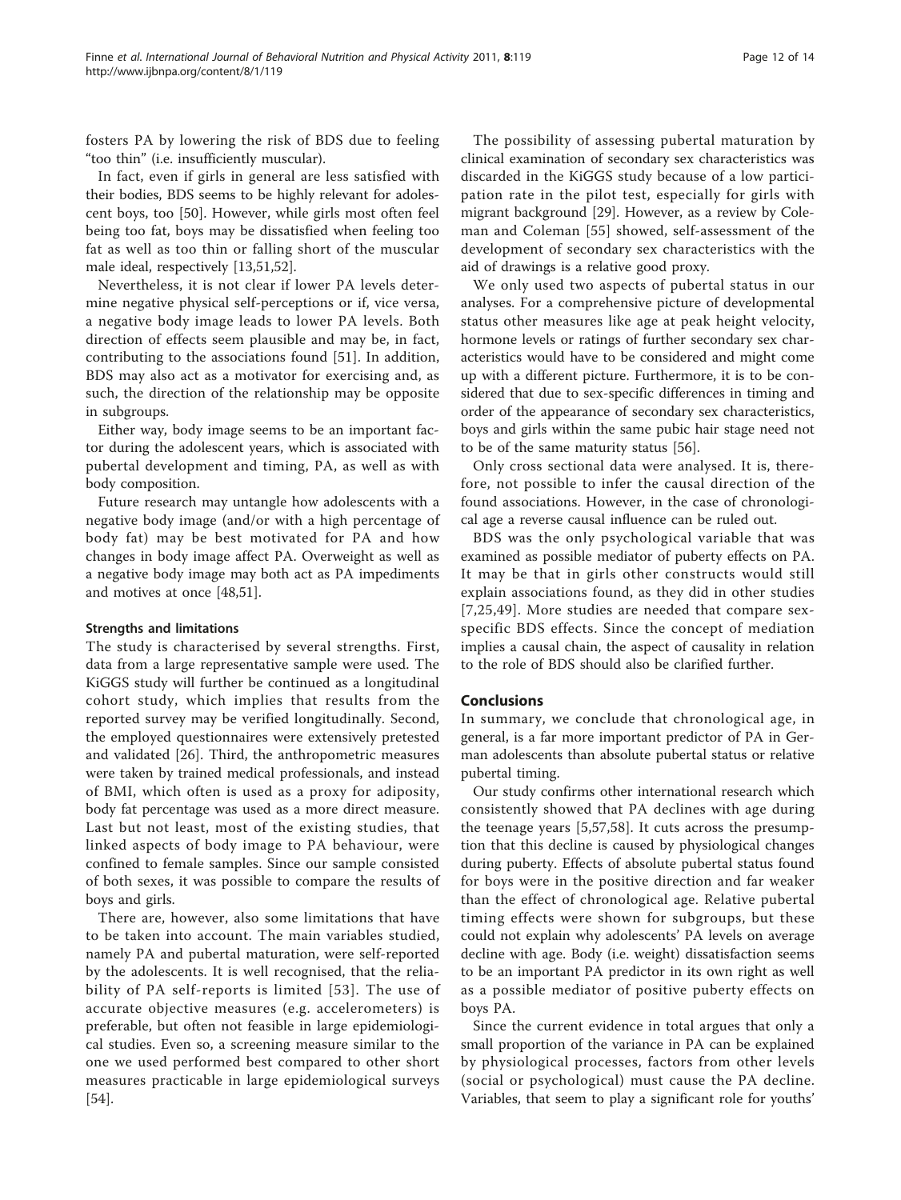fosters PA by lowering the risk of BDS due to feeling "too thin" (i.e. insufficiently muscular).

In fact, even if girls in general are less satisfied with their bodies, BDS seems to be highly relevant for adolescent boys, too [50]. However, while girls most often feel being too fat, boys may be dissatisfied when feeling too fat as well as too thin or falling short of the muscular male ideal, respectively [13,51,52].

Nevertheless, it is not clear if lower PA levels determine negative physical self-perceptions or if, vice versa, a negative body image leads to lower PA levels. Both direction of effects seem plausible and may be, in fact, contributing to the associations found [51]. In addition, BDS may also act as a motivator for exercising and, as such, the direction of the relationship may be opposite in subgroups.

Either way, body image seems to be an important factor during the adolescent years, which is associated with pubertal development and timing, PA, as well as with body composition.

Future research may untangle how adolescents with a negative body image (and/or with a high percentage of body fat) may be best motivated for PA and how changes in body image affect PA. Overweight as well as a negative body image may both act as PA impediments and motives at once [48,51].

### Strengths and limitations

The study is characterised by several strengths. First, data from a large representative sample were used. The KiGGS study will further be continued as a longitudinal cohort study, which implies that results from the reported survey may be verified longitudinally. Second, the employed questionnaires were extensively pretested and validated [26]. Third, the anthropometric measures were taken by trained medical professionals, and instead of BMI, which often is used as a proxy for adiposity, body fat percentage was used as a more direct measure. Last but not least, most of the existing studies, that linked aspects of body image to PA behaviour, were confined to female samples. Since our sample consisted of both sexes, it was possible to compare the results of boys and girls.

There are, however, also some limitations that have to be taken into account. The main variables studied, namely PA and pubertal maturation, were self-reported by the adolescents. It is well recognised, that the reliability of PA self-reports is limited [53]. The use of accurate objective measures (e.g. accelerometers) is preferable, but often not feasible in large epidemiological studies. Even so, a screening measure similar to the one we used performed best compared to other short measures practicable in large epidemiological surveys [54].

The possibility of assessing pubertal maturation by clinical examination of secondary sex characteristics was discarded in the KiGGS study because of a low participation rate in the pilot test, especially for girls with migrant background [29]. However, as a review by Coleman and Coleman [55] showed, self-assessment of the development of secondary sex characteristics with the aid of drawings is a relative good proxy.

We only used two aspects of pubertal status in our analyses. For a comprehensive picture of developmental status other measures like age at peak height velocity, hormone levels or ratings of further secondary sex characteristics would have to be considered and might come up with a different picture. Furthermore, it is to be considered that due to sex-specific differences in timing and order of the appearance of secondary sex characteristics, boys and girls within the same pubic hair stage need not to be of the same maturity status [56].

Only cross sectional data were analysed. It is, therefore, not possible to infer the causal direction of the found associations. However, in the case of chronological age a reverse causal influence can be ruled out.

BDS was the only psychological variable that was examined as possible mediator of puberty effects on PA. It may be that in girls other constructs would still explain associations found, as they did in other studies [7,25,49]. More studies are needed that compare sex-specific BDS effects. Since the concept of mediation implies a causal chain, the aspect of causality in relation to the role of BDS should also be clarified further.

## Conclusions

In summary, we conclude that chronological age, in general, is a far more important predictor of PA in German adolescents than absolute pubertal status or relative pubertal timing.

Our study confirms other international research which consistently showed that PA declines with age during the teenage years [5,57,58]. It cuts across the presumption that this decline is caused by physiological changes during puberty. Effects of absolute pubertal status found for boys were in the positive direction and far weaker than the effect of chronological age. Relative pubertal timing effects were shown for subgroups, but these could not explain why adolescents' PA levels on average decline with age. Body (i.e. weight) dissatisfaction seems to be an important PA predictor in its own right as well as a possible mediator of positive puberty effects on boys PA.

Since the current evidence in total argues that only a small proportion of the variance in PA can be explained by physiological processes, factors from other levels (social or psychological) must cause the PA decline. Variables, that seem to play a significant role for youths'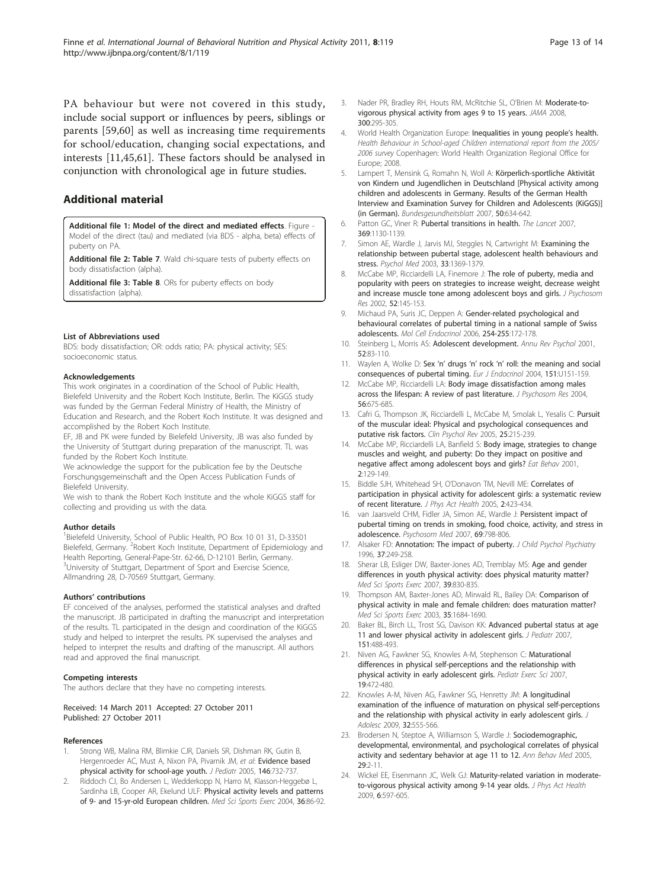PA behaviour but were not covered in this study, include social support or influences by peers, siblings or parents [59,60] as well as increasing time requirements for school/education, changing social expectations, and interests [11,45,61]. These factors should be analysed in conjunction with chronological age in future studies.

## Additional material

**Additional file 1: Model of the direct and mediated effects**. Figure - Model of the direct (tau) and mediated (via BDS - alpha, beta) effects of puberty on PA.

**Additional file 2: Table 7**. Wald chi-square tests of puberty effects on body dissatisfaction (alpha).

**Additional file 3: Table 8**. ORs for puberty effects on body dissatisfaction (alpha).

#### List of Abbreviations used

BDS: body dissatisfaction; OR: odds ratio; PA: physical activity; SES: socioeconomic status.

#### Acknowledgements

This work originates in a coordination of the School of Public Health, Bielefeld University and the Robert Koch Institute, Berlin. The KiGGS study was funded by the German Federal Ministry of Health, the Ministry of Education and Research, and the Robert Koch Institute. It was designed and accomplished by the Robert Koch Institute.

EF, JB and PK were funded by Bielefeld University, JB was also funded by the University of Stuttgart during preparation of the manuscript. TL was funded by the Robert Koch Institute.

We acknowledge the support for the publication fee by the Deutsche Forschungsgemeinschaft and the Open Access Publication Funds of Bielefeld University.

We wish to thank the Robert Koch Institute and the whole KiGGS staff for collecting and providing us with the data.

#### Author details

[1]Bielefeld University, School of Public Health, PO Box 10 01 31, D-33501 Bielefeld, Germany. [2]Robert Koch Institute, Department of Epidemiology and Health Reporting, General-Pape-Str. 62-66, D-12101 Berlin, Germany. [3]University of Stuttgart, Department of Sport and Exercise Science, Allmandring 28, D-70569 Stuttgart, Germany.

#### Authors' contributions

EF conceived of the analyses, performed the statistical analyses and drafted the manuscript. JB participated in drafting the manuscript and interpretation of the results. TL participated in the design and coordination of the KiGGS study and helped to interpret the results. PK supervised the analyses and helped to interpret the results and drafting of the manuscript. All authors read and approved the final manuscript.

#### Competing interests

The authors declare that they have no competing interests.

Received: 14 March 2011 Accepted: 27 October 2011
Published: 27 October 2011

#### References

1. Strong WB, Malina RM, Blimkie CJR, Daniels SR, Dishman RK, Gutin B, Hergenroeder AC, Must A, Nixon PA, Pivarnik JM, *et al*: **Evidence based physical activity for school-age youth.** *J Pediatr* 2005, **146**:732-737.
2. Riddoch CJ, Bo Andersen L, Wedderkopp N, Harro M, Klasson-Heggebø L, Sardinha LB, Cooper AR, Ekelund ULF: **Physical activity levels and patterns of 9- and 15-yr-old European children.** *Med Sci Sports Exerc* 2004, **36**:86-92.
3. Nader PR, Bradley RH, Houts RM, McRitchie SL, O'Brien M: **Moderate-to-vigorous physical activity from ages 9 to 15 years.** *JAMA* 2008, **300**:295-305.
4. World Health Organization Europe: **Inequalities in young people's health.** *Health Behaviour in School-aged Children international report from the 2005/2006 survey* Copenhagen: World Health Organization Regional Office for Europe; 2008.
5. Lampert T, Mensink G, Romahn N, Woll A: **Körperlich-sportliche Aktivität von Kindern und Jugendlichen in Deutschland [Physical activity among children and adolescents in Germany. Results of the German Health Interview and Examination Survey for Children and Adolescents (KiGGS)] (in German).** *Bundesgesundheitsblatt* 2007, **50**:634-642.
6. Patton GC, Viner R: **Pubertal transitions in health.** *The Lancet* 2007, **369**:1130-1139.
7. Simon AE, Wardle J, Jarvis MJ, Steggles N, Cartwright M: **Examining the relationship between pubertal stage, adolescent health behaviours and stress.** *Psychol Med* 2003, **33**:1369-1379.
8. McCabe MP, Ricciardelli LA, Finemore J: **The role of puberty, media and popularity with peers on strategies to increase weight, decrease weight and increase muscle tone among adolescent boys and girls.** *J Psychosom Res* 2002, **52**:145-153.
9. Michaud PA, Suris JC, Deppen A: **Gender-related psychological and behavioural correlates of pubertal timing in a national sample of Swiss adolescents.** *Mol Cell Endocrinol* 2006, **254-255**:172-178.
10. Steinberg L, Morris AS: **Adolescent development.** *Annu Rev Psychol* 2001, **52**:83-110.
11. Waylen A, Wolke D: **Sex 'n' drugs 'n' rock 'n' roll: the meaning and social consequences of pubertal timing.** *Eur J Endocrinol* 2004, **151**:U151-159.
12. McCabe MP, Ricciardelli LA: **Body image dissatisfaction among males across the lifespan: A review of past literature.** *J Psychosom Res* 2004, **56**:675-685.
13. Cafri G, Thompson JK, Ricciardelli L, McCabe M, Smolak L, Yesalis C: **Pursuit of the muscular ideal: Physical and psychological consequences and putative risk factors.** *Clin Psychol Rev* 2005, **25**:215-239.
14. McCabe MP, Ricciardelli LA, Banfield S: **Body image, strategies to change muscles and weight, and puberty: Do they impact on positive and negative affect among adolescent boys and girls?** *Eat Behav* 2001, **2**:129-149.
15. Biddle SJH, Whitehead SH, O'Donavon TM, Nevill ME: **Correlates of participation in physical activity for adolescent girls: a systematic review of recent literature.** *J Phys Act Health* 2005, **2**:423-434.
16. van Jaarsveld CHM, Fidler JA, Simon AE, Wardle J: **Persistent impact of pubertal timing on trends in smoking, food choice, activity, and stress in adolescence.** *Psychosom Med* 2007, **69**:798-806.
17. Alsaker FD: **Annotation: The impact of puberty.** *J Child Psychol Psychiatry* 1996, **37**:249-258.
18. Sherar LB, Esliger DW, Baxter-Jones AD, Tremblay MS: **Age and gender differences in youth physical activity: does physical maturity matter?** *Med Sci Sports Exerc* 2007, **39**:830-835.
19. Thompson AM, Baxter-Jones AD, Mirwald RL, Bailey DA: **Comparison of physical activity in male and female children: does maturation matter?** *Med Sci Sports Exerc* 2003, **35**:1684-1690.
20. Baker BL, Birch LL, Trost SG, Davison KK: **Advanced pubertal status at age 11 and lower physical activity in adolescent girls.** *J Pediatr* 2007, **151**:488-493.
21. Niven AG, Fawkner SG, Knowles A-M, Stephenson C: **Maturational differences in physical self-perceptions and the relationship with physical activity in early adolescent girls.** *Pediatr Exerc Sci* 2007, **19**:472-480.
22. Knowles A-M, Niven AG, Fawkner SG, Henretty JM: **A longitudinal examination of the influence of maturation on physical self-perceptions and the relationship with physical activity in early adolescent girls.** *J Adolesc* 2009, **32**:555-566.
23. Brodersen N, Steptoe A, Williamson S, Wardle J: **Sociodemographic, developmental, environmental, and psychological correlates of physical activity and sedentary behavior at age 11 to 12.** *Ann Behav Med* 2005, **29**:2-11.
24. Wickel EE, Eisenmann JC, Welk GJ: **Maturity-related variation in moderate-to-vigorous physical activity among 9-14 year olds.** *J Phys Act Health* 2009, **6**:597-605.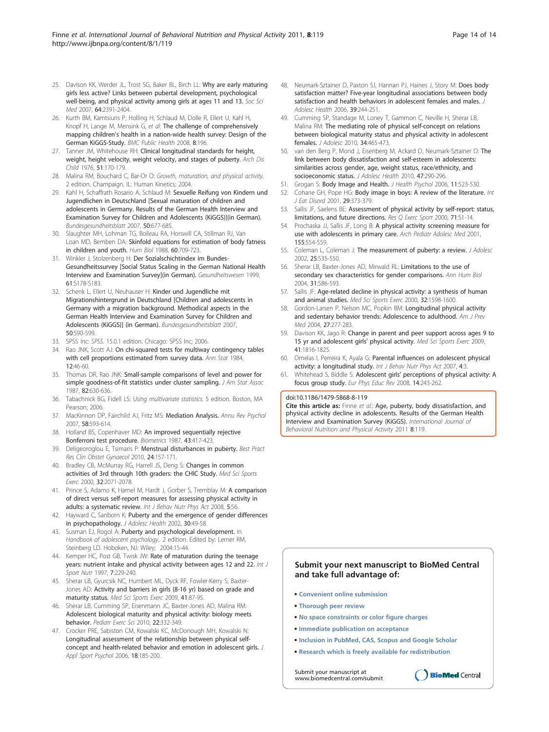25. Davison KK, Werder JL, Trost SG, Baker BL, Birch LL: **Why are early maturing girls less active? Links between pubertal development, psychological well-being, and physical activity among girls at ages 11 and 13.** *Soc Sci Med* 2007, **64**:2391-2404.
26. Kurth BM, Kamtsiuris P, Holling H, Schlaud M, Dolle R, Ellert U, Kahl H, Knopf H, Lange M, Mensink G, *et al*: **The challenge of comprehensively mapping children's health in a nation-wide health survey: Design of the German KiGGS-Study.** *BMC Public Health* 2008, **8**:196.
27. Tanner JM, Whitehouse RH: **Clinical longitudinal standards for height, weight, height velocity, weight velocity, and stages of puberty.** *Arch Dis Child* 1976, **51**:170-179.
28. Malina RM, Bouchard C, Bar-Or O: *Growth, maturation, and physical activity.* 2 edition. Champaign, IL: Human Kinetics; 2004.
29. Kahl H, Schaffrath Rosario A, Schlaud M: **Sexuelle Reifung von Kindern und Jugendlichen in Deutschland [Sexual maturation of children and adolescents in Germany. Results of the German Health Interview and Examination Survey for Children and Adolescents (KiGGS)](in German).** *Bundesgesundheitsblatt* 2007, **50**:677-685.
30. Slaughter MH, Lohman TG, Boileau RA, Horswill CA, Stillman RJ, Van Loan MD, Bemben DA: **Skinfold equations for estimation of body fatness in children and youth.** *Hum Biol* 1988, **60**:709-723.
31. Winkler J, Stolzenberg H: **Der Sozialschichtindex im Bundes-Gesundheitssurvey [Social Status Scaling in the German National Health Interview and Examination Survey](in German).** *Gesundheitswesen* 1999, **61**:S178-S183.
32. Schenk L, Ellert U, Neuhauser H: **Kinder und Jugendliche mit Migrationshintergrund in Deutschland [Children and adolescents in Germany with a migration background. Methodical aspects in the German Health Interview and Examination Survey for Children and Adolescents (KiGGS)] (in German).** *Bundesgesundheitsblatt* 2007, **50**:590-599.
33. SPSS Inc: *SPSS.* 15.0.1 edition. Chicago: SPSS Inc; 2006.
34. Rao JNK, Scott AJ: **On chi-squared tests for multiway contingency tables with cell proportions estimated from survey data.** *Ann Stat* 1984, **12**:46-60.
35. Thomas DR, Rao JNK: **Small-sample comparisons of level and power for simple goodness-of-fit statistics under cluster sampling.** *J Am Stat Assoc* 1987, **82**:630-636.
36. Tabachnick BG, Fidell LS: *Using multivariate statistics.* 5 edition. Boston, MA Pearson; 2006.
37. MacKinnon DP, Fairchild AJ, Fritz MS: **Mediation Analysis.** *Annu Rev Psychol* 2007, **58**:593-614.
38. Holland BS, Copenhaver MD: **An improved sequentially rejective Bonferroni test procedure.** *Biometrics* 1987, **43**:417-423.
39. Deligeoroglou E, Tsimaris P: **Menstrual disturbances in puberty.** *Best Pract Res Clin Obstet Gynaecol* 2010, **24**:157-171.
40. Bradley CB, McMurray RG, Harrell JS, Deng S: **Changes in common activities of 3rd through 10th graders: the CHIC Study.** *Med Sci Sports Exerc* 2000, **32**:2071-2078.
41. Prince S, Adamo K, Hamel M, Hardt J, Gorber S, Tremblay M: **A comparison of direct versus self-report measures for assessing physical activity in adults: a systematic review.** *Int J Behav Nutr Phys Act* 2008, **5**:56.
42. Hayward C, Sanborn K: **Puberty and the emergence of gender differences in psychopathology.** *J Adolesc Health* 2002, **30**:49-58.
43. Susman EJ, Rogol A: **Puberty and psychological development.** In *Handbook of adolescent psychology.*. 2 edition. Edited by: Lerner RM, Steinberg LD. Hoboken, NJ: Wiley; 2004:15-44.
44. Kemper HC, Post GB, Twisk JW: **Rate of maturation during the teenage years: nutrient intake and physical activity between ages 12 and 22.** *Int J Sport Nutr* 1997, **7**:229-240.
45. Sherar LB, Gyurcsik NC, Humbert ML, Dyck RF, Fowler-Kerry S, Baxter-Jones AD: **Activity and barriers in girls (8-16 yr) based on grade and maturity status.** *Med Sci Sports Exerc* 2009, **41**:87-95.
46. Sherar LB, Cumming SP, Eisenmann JC, Baxter-Jones AD, Malina RM: **Adolescent biological maturity and physical activity: biology meets behavior.** *Pediatr Exerc Sci* 2010, **22**:332-349.
47. Crocker PRE, Sabiston CM, Kowalski KC, McDonough MH, Kowalski N: **Longitudinal assessment of the relationship between physical self-concept and health-related behavior and emotion in adolescent girls.** *J Appl Sport Psychol* 2006, **18**:185-200.
48. Neumark-Sztainer D, Paxton SJ, Hannan PJ, Haines J, Story M: **Does body satisfaction matter? Five-year longitudinal associations between body satisfaction and health behaviors in adolescent females and males.** *J Adolesc Health* 2006, **39**:244-251.
49. Cumming SP, Standage M, Loney T, Gammon C, Neville H, Sherar LB, Malina RM: **The mediating role of physical self-concept on relations between biological maturity status and physical activity in adolescent females.** *J Adolesc* 2010, **34**:465-473.
50. van den Berg P, Mond J, Eisenberg M, Ackard D, Neumark-Sztainer D: **The link between body dissatisfaction and self-esteem in adolescents: similarities across gender, age, weight status, race/ethnicity, and socioeconomic status.** *J Adolesc Health* 2010, **47**:290-296.
51. Grogan S: **Body Image and Health.** *J Health Psychol* 2006, **11**:523-530.
52. Cohane GH, Pope HG: **Body image in boys: A review of the literature.** *Int J Eat Disord* 2001, **29**:373-379.
53. Sallis JF, Saelens BE: **Assessment of physical activity by self-report: status, limitations, and future directions.** *Res Q Exerc Sport* 2000, **71**:S1-14.
54. Prochaska JJ, Sallis JF, Long B: **A physical activity screening measure for use with adolescents in primary care.** *Arch Pediatr Adolesc Med* 2001, **155**:554-559.
55. Coleman L, Coleman J: **The measurement of puberty: a review.** *J Adolesc* 2002, **25**:535-550.
56. Sherar LB, Baxter-Jones AD, Mirwald RL: **Limitations to the use of secondary sex characteristics for gender comparisons.** *Ann Hum Biol* 2004, **31**:586-593.
57. Sallis JF: **Age-related decline in physical activity: a synthesis of human and animal studies.** *Med Sci Sports Exerc* 2000, **32**:1598-1600.
58. Gordon-Larsen P, Nelson MC, Popkin BM: **Longitudinal physical activity and sedentary behavior trends: Adolescence to adulthood.** *Am J Prev Med* 2004, **27**:277-283.
59. Davison KK, Jago R: **Change in parent and peer support across ages 9 to 15 yr and adolescent girls' physical activity.** *Med Sci Sports Exerc* 2009, **41**:1816-1825.
60. Ornelas I, Perreira K, Ayala G: **Parental influences on adolescent physical activity: a longitudinal study.** *Int J Behav Nutr Phys Act* 2007, **4**:3.
61. Whitehead S, Biddle S: **Adolescent girls' perceptions of physical activity: A focus group study.** *Eur Phys Educ Rev* 2008, **14**:243-262.

doi:10.1186/1479-5868-8-119

**Cite this article as:** Finne *et al.*: Age, puberty, body dissatisfaction, and physical activity decline in adolescents. Results of the German Health Interview and Examination Survey (KiGGS). *International Journal of Behavioral Nutrition and Physical Activity* 2011 **8**:119.

**Submit your next manuscript to BioMed Central and take full advantage of:**

- Convenient online submission
- Thorough peer review
- No space constraints or color figure charges
- Immediate publication on acceptance
- Inclusion in PubMed, CAS, Scopus and Google Scholar
- Research which is freely available for redistribution

Submit your manuscript at www.biomedcentral.com/submit

BioMed Central